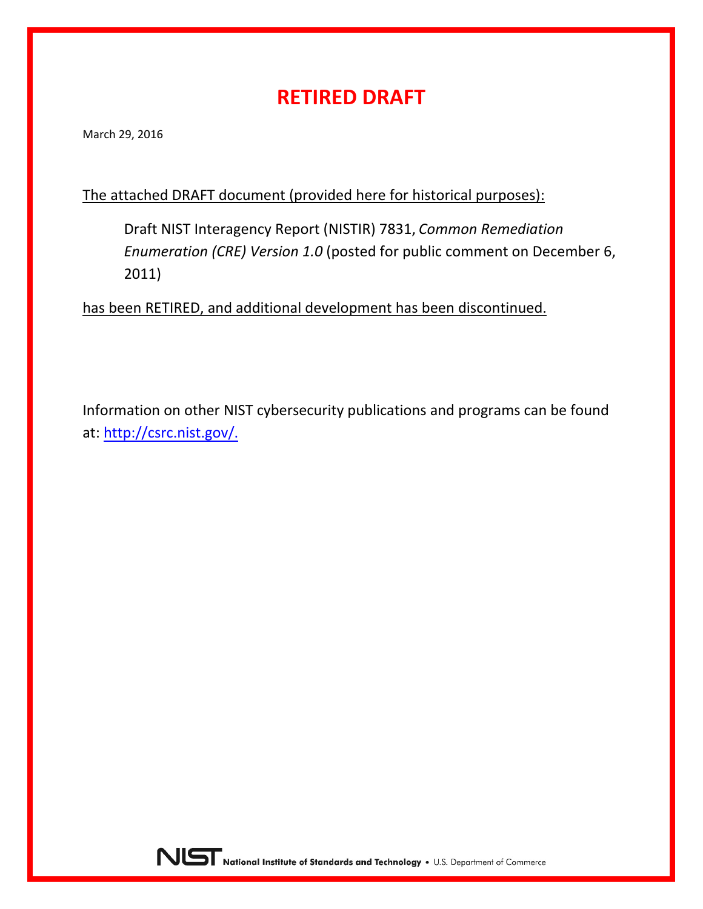# RETIRED DRAFT

March 29, 2016

The attached DRAFT document (provided here for historical purposes):

Draft NIST Interagency Report (NISTIR) 7831, *Common Remediation Enumeration (CRE) Version 1.0* (posted for public comment on December 6, 2011)

has been RETIRED, and additional development has been discontinued.

Information on other NIST cybersecurity publications and programs can be found at: http://csrc.nist.gov/.

NIST National Institute of Standards and Technology • U.S. Department of Commerce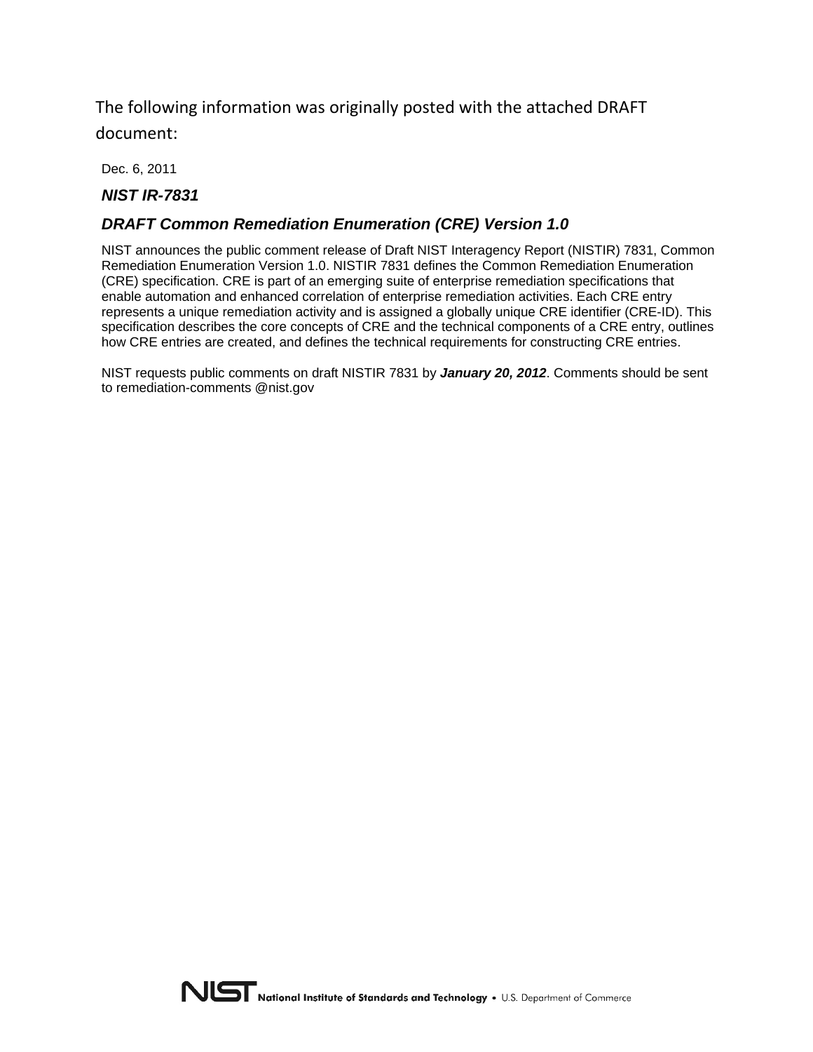The following information was originally posted with the attached DRAFT document:

Dec. 6, 2011

***NIST IR-7831***

***DRAFT Common Remediation Enumeration (CRE) Version 1.0***

NIST announces the public comment release of Draft NIST Interagency Report (NISTIR) 7831, Common Remediation Enumeration Version 1.0. NISTIR 7831 defines the Common Remediation Enumeration (CRE) specification. CRE is part of an emerging suite of enterprise remediation specifications that enable automation and enhanced correlation of enterprise remediation activities. Each CRE entry represents a unique remediation activity and is assigned a globally unique CRE identifier (CRE-ID). This specification describes the core concepts of CRE and the technical components of a CRE entry, outlines how CRE entries are created, and defines the technical requirements for constructing CRE entries.

NIST requests public comments on draft NISTIR 7831 by ***January 20, 2012***. Comments should be sent to remediation-comments @nist.gov

NIST National Institute of Standards and Technology • U.S. Department of Commerce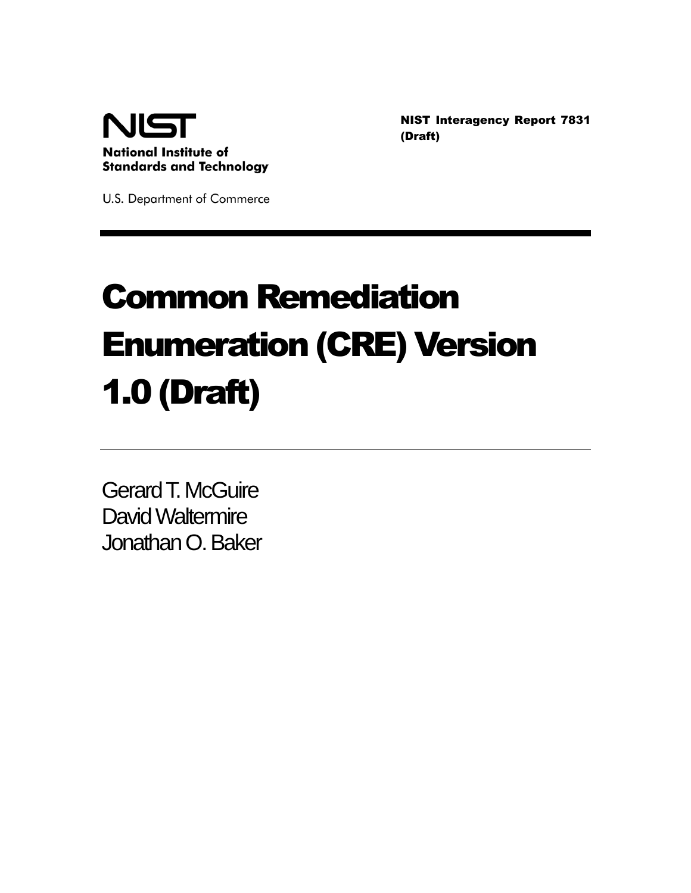**NIST Interagency Report 7831 (Draft)**

NIST

**National Institute of Standards and Technology**

U.S. Department of Commerce

# Common Remediation Enumeration (CRE) Version 1.0 (Draft)

Gerard T. McGuire
David Waltermire
Jonathan O. Baker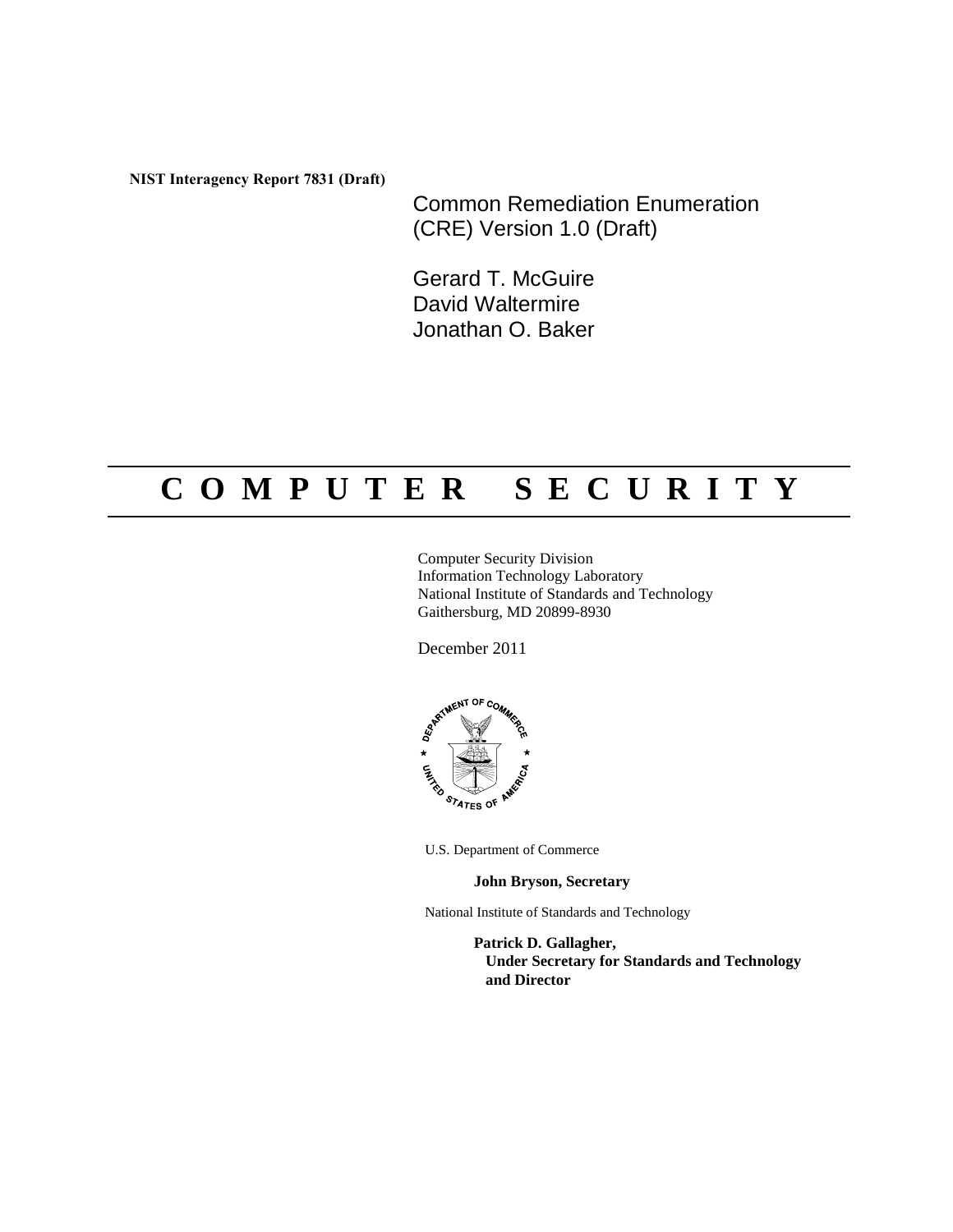**NIST Interagency Report 7831 (Draft)**

# Common Remediation Enumeration (CRE) Version 1.0 (Draft)

Gerard T. McGuire
David Waltermire
Jonathan O. Baker

# C O M P U T E R   S E C U R I T Y

Computer Security Division
Information Technology Laboratory
National Institute of Standards and Technology
Gaithersburg, MD 20899-8930

December 2011

U.S. Department of Commerce

**John Bryson, Secretary**

National Institute of Standards and Technology

**Patrick D. Gallagher,**
**Under Secretary for Standards and Technology and Director**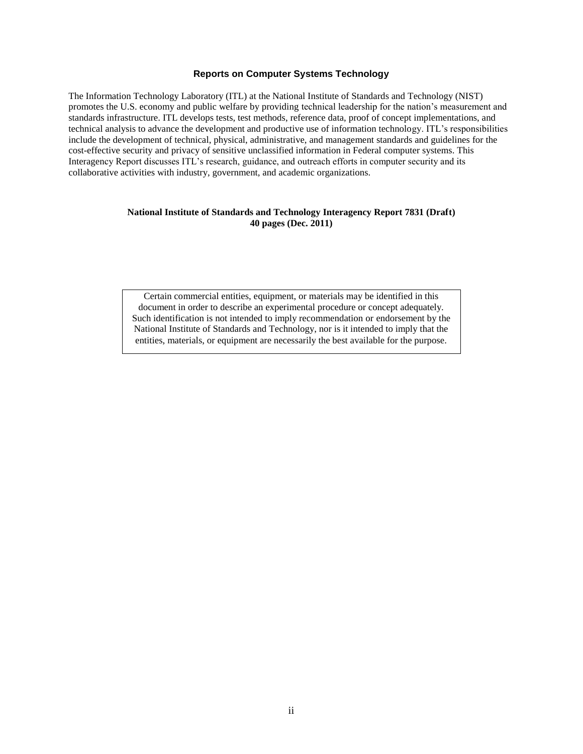## Reports on Computer Systems Technology

The Information Technology Laboratory (ITL) at the National Institute of Standards and Technology (NIST) promotes the U.S. economy and public welfare by providing technical leadership for the nation's measurement and standards infrastructure. ITL develops tests, test methods, reference data, proof of concept implementations, and technical analysis to advance the development and productive use of information technology. ITL's responsibilities include the development of technical, physical, administrative, and management standards and guidelines for the cost-effective security and privacy of sensitive unclassified information in Federal computer systems. This Interagency Report discusses ITL's research, guidance, and outreach efforts in computer security and its collaborative activities with industry, government, and academic organizations.

**National Institute of Standards and Technology Interagency Report 7831 (Draft)**
**40 pages (Dec. 2011)**

Certain commercial entities, equipment, or materials may be identified in this document in order to describe an experimental procedure or concept adequately. Such identification is not intended to imply recommendation or endorsement by the National Institute of Standards and Technology, nor is it intended to imply that the entities, materials, or equipment are necessarily the best available for the purpose.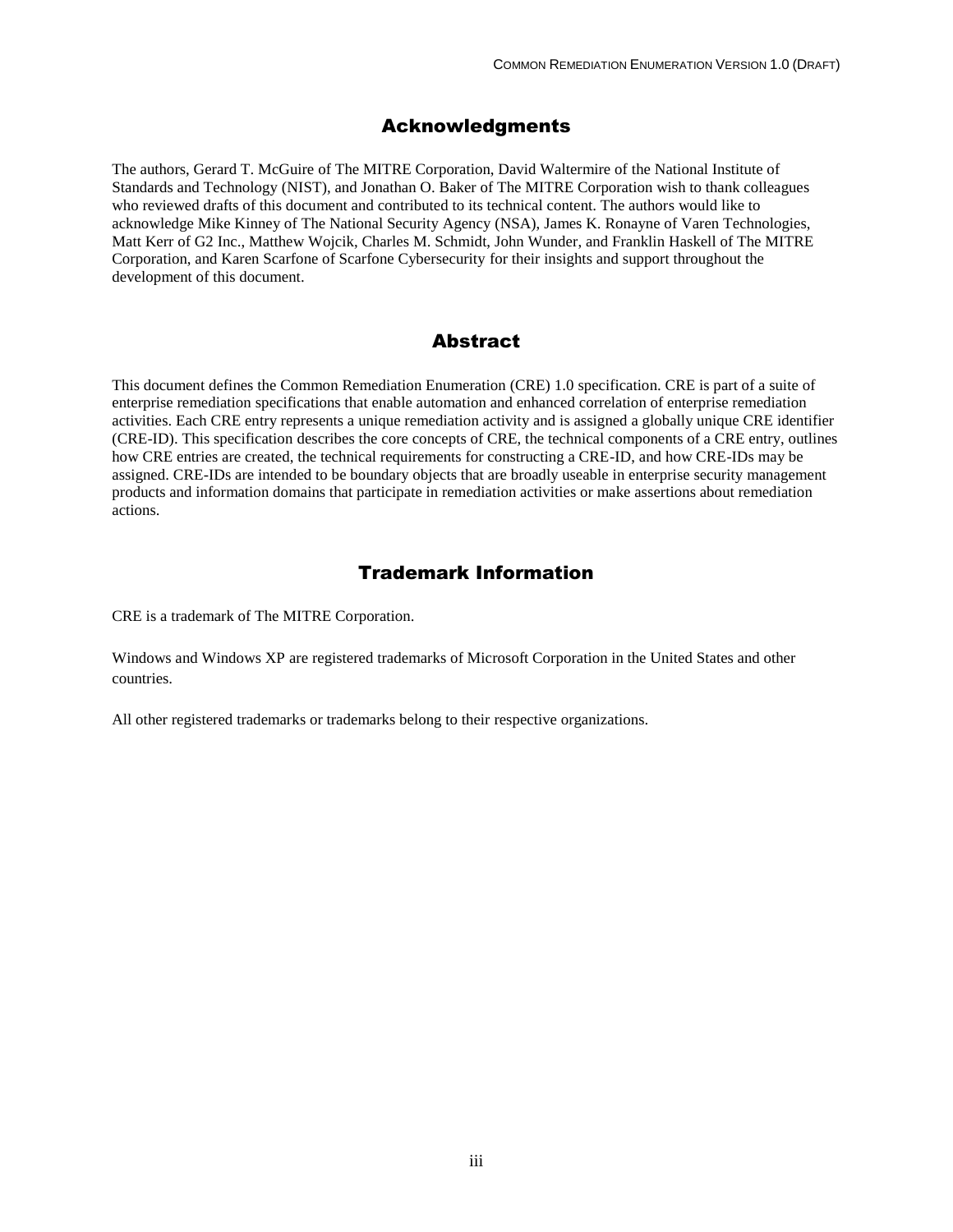## Acknowledgments

The authors, Gerard T. McGuire of The MITRE Corporation, David Waltermire of the National Institute of Standards and Technology (NIST), and Jonathan O. Baker of The MITRE Corporation wish to thank colleagues who reviewed drafts of this document and contributed to its technical content. The authors would like to acknowledge Mike Kinney of The National Security Agency (NSA), James K. Ronayne of Varen Technologies, Matt Kerr of G2 Inc., Matthew Wojcik, Charles M. Schmidt, John Wunder, and Franklin Haskell of The MITRE Corporation, and Karen Scarfone of Scarfone Cybersecurity for their insights and support throughout the development of this document.

## Abstract

This document defines the Common Remediation Enumeration (CRE) 1.0 specification. CRE is part of a suite of enterprise remediation specifications that enable automation and enhanced correlation of enterprise remediation activities. Each CRE entry represents a unique remediation activity and is assigned a globally unique CRE identifier (CRE-ID). This specification describes the core concepts of CRE, the technical components of a CRE entry, outlines how CRE entries are created, the technical requirements for constructing a CRE-ID, and how CRE-IDs may be assigned. CRE-IDs are intended to be boundary objects that are broadly useable in enterprise security management products and information domains that participate in remediation activities or make assertions about remediation actions.

## Trademark Information

CRE is a trademark of The MITRE Corporation.

Windows and Windows XP are registered trademarks of Microsoft Corporation in the United States and other countries.

All other registered trademarks or trademarks belong to their respective organizations.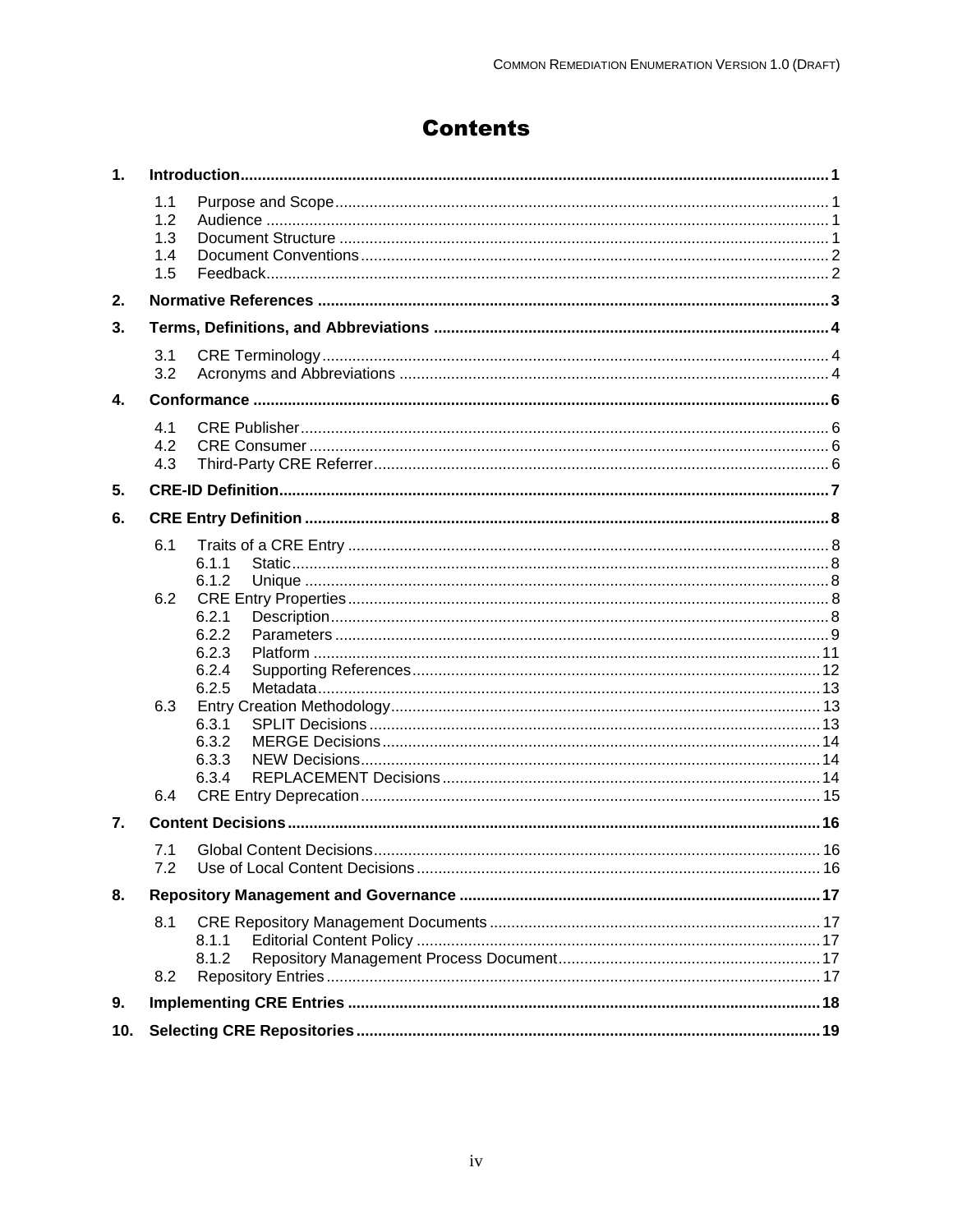# Contents

**1. Introduction ..... 1**

- 1.1 Purpose and Scope ..... 1
- 1.2 Audience ..... 1
- 1.3 Document Structure ..... 1
- 1.4 Document Conventions ..... 2
- 1.5 Feedback ..... 2

**2. Normative References ..... 3**

**3. Terms, Definitions, and Abbreviations ..... 4**

- 3.1 CRE Terminology ..... 4
- 3.2 Acronyms and Abbreviations ..... 4

**4. Conformance ..... 6**

- 4.1 CRE Publisher ..... 6
- 4.2 CRE Consumer ..... 6
- 4.3 Third-Party CRE Referrer ..... 6

**5. CRE-ID Definition ..... 7**

**6. CRE Entry Definition ..... 8**

- 6.1 Traits of a CRE Entry ..... 8
  - 6.1.1 Static ..... 8
  - 6.1.2 Unique ..... 8
- 6.2 CRE Entry Properties ..... 8
  - 6.2.1 Description ..... 8
  - 6.2.2 Parameters ..... 9
  - 6.2.3 Platform ..... 11
  - 6.2.4 Supporting References ..... 12
  - 6.2.5 Metadata ..... 13
- 6.3 Entry Creation Methodology ..... 13
  - 6.3.1 SPLIT Decisions ..... 13
  - 6.3.2 MERGE Decisions ..... 14
  - 6.3.3 NEW Decisions ..... 14
  - 6.3.4 REPLACEMENT Decisions ..... 14
- 6.4 CRE Entry Deprecation ..... 15

**7. Content Decisions ..... 16**

- 7.1 Global Content Decisions ..... 16
- 7.2 Use of Local Content Decisions ..... 16

**8. Repository Management and Governance ..... 17**

- 8.1 CRE Repository Management Documents ..... 17
  - 8.1.1 Editorial Content Policy ..... 17
  - 8.1.2 Repository Management Process Document ..... 17
- 8.2 Repository Entries ..... 17

**9. Implementing CRE Entries ..... 18**

**10. Selecting CRE Repositories ..... 19**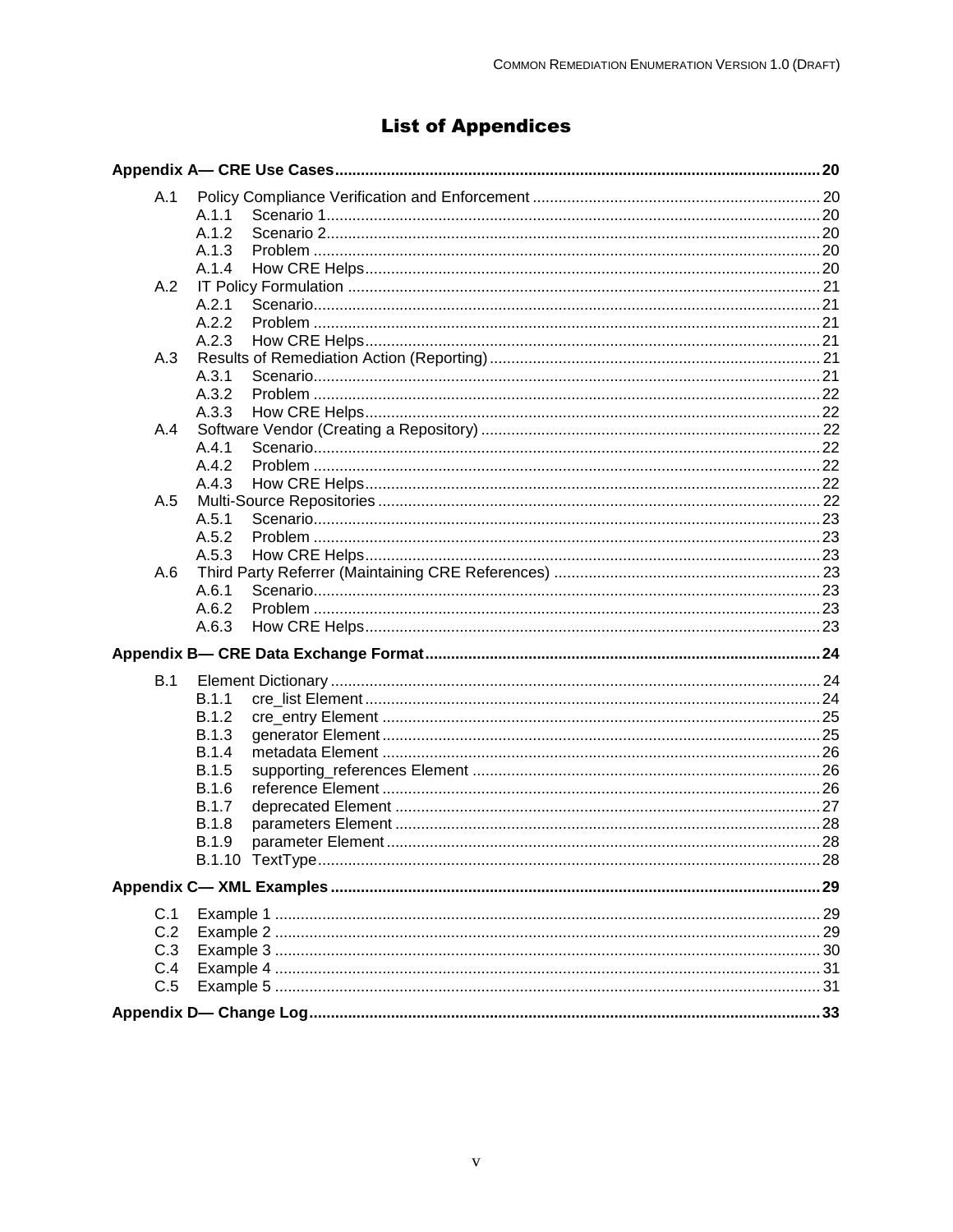# List of Appendices

**Appendix A— CRE Use Cases ... 20**

- A.1 Policy Compliance Verification and Enforcement ... 20
  - A.1.1 Scenario 1 ... 20
  - A.1.2 Scenario 2 ... 20
  - A.1.3 Problem ... 20
  - A.1.4 How CRE Helps ... 20
- A.2 IT Policy Formulation ... 21
  - A.2.1 Scenario ... 21
  - A.2.2 Problem ... 21
  - A.2.3 How CRE Helps ... 21
- A.3 Results of Remediation Action (Reporting) ... 21
  - A.3.1 Scenario ... 21
  - A.3.2 Problem ... 22
  - A.3.3 How CRE Helps ... 22
- A.4 Software Vendor (Creating a Repository) ... 22
  - A.4.1 Scenario ... 22
  - A.4.2 Problem ... 22
  - A.4.3 How CRE Helps ... 22
- A.5 Multi-Source Repositories ... 22
  - A.5.1 Scenario ... 23
  - A.5.2 Problem ... 23
  - A.5.3 How CRE Helps ... 23
- A.6 Third Party Referrer (Maintaining CRE References) ... 23
  - A.6.1 Scenario ... 23
  - A.6.2 Problem ... 23
  - A.6.3 How CRE Helps ... 23

**Appendix B— CRE Data Exchange Format ... 24**

- B.1 Element Dictionary ... 24
  - B.1.1 cre_list Element ... 24
  - B.1.2 cre_entry Element ... 25
  - B.1.3 generator Element ... 25
  - B.1.4 metadata Element ... 26
  - B.1.5 supporting_references Element ... 26
  - B.1.6 reference Element ... 26
  - B.1.7 deprecated Element ... 27
  - B.1.8 parameters Element ... 28
  - B.1.9 parameter Element ... 28
  - B.1.10 TextType ... 28

**Appendix C— XML Examples ... 29**

- C.1 Example 1 ... 29
- C.2 Example 2 ... 29
- C.3 Example 3 ... 30
- C.4 Example 4 ... 31
- C.5 Example 5 ... 31

**Appendix D— Change Log ... 33**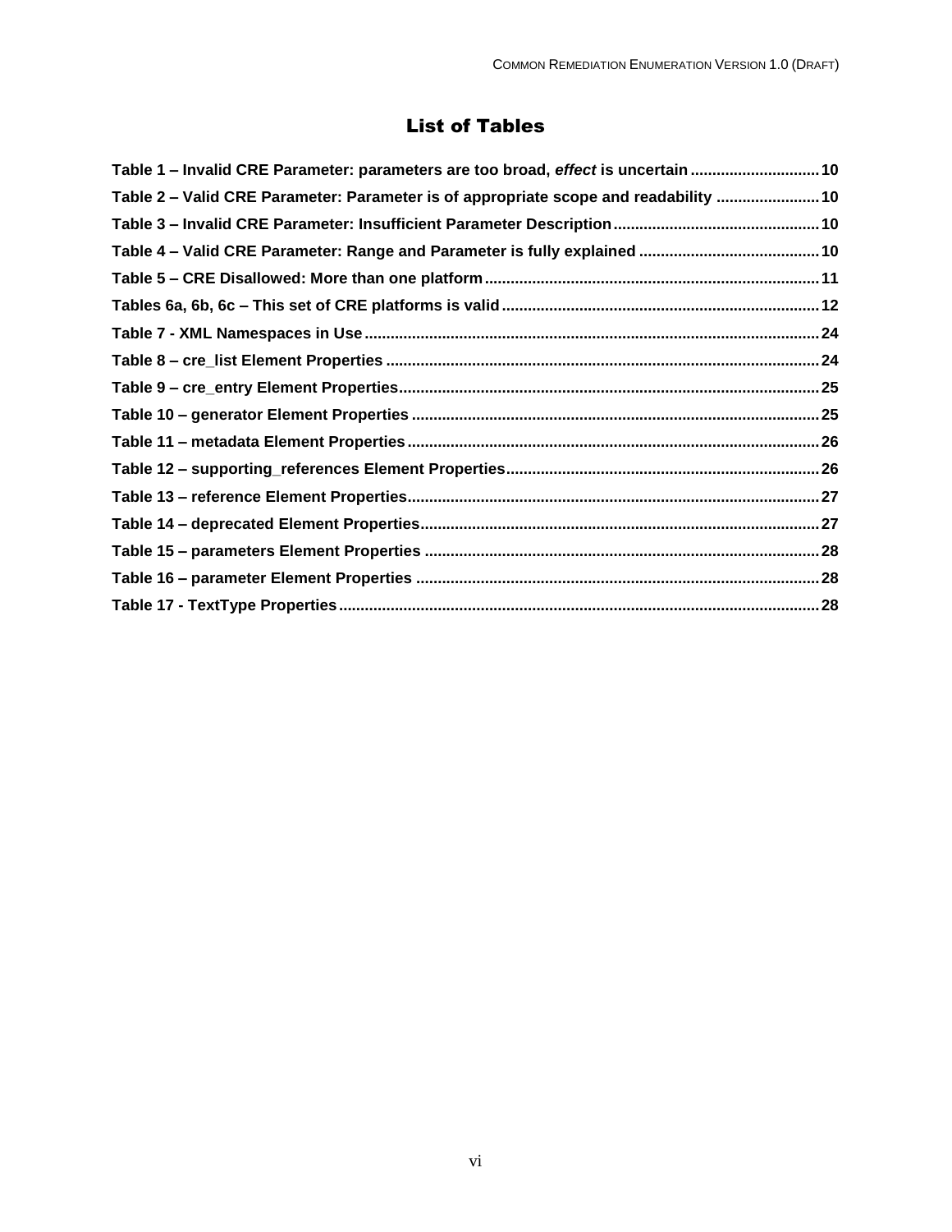## List of Tables

**Table 1 – Invalid CRE Parameter: parameters are too broad, *effect* is uncertain .............................. 10**

**Table 2 – Valid CRE Parameter: Parameter is of appropriate scope and readability ........................ 10**

**Table 3 – Invalid CRE Parameter: Insufficient Parameter Description................................................ 10**

**Table 4 – Valid CRE Parameter: Range and Parameter is fully explained .......................................... 10**

**Table 5 – CRE Disallowed: More than one platform............................................................................. 11**

**Tables 6a, 6b, 6c – This set of CRE platforms is valid .......................................................................... 12**

**Table 7 - XML Namespaces in Use......................................................................................................... 24**

**Table 8 – cre_list Element Properties .................................................................................................... 24**

**Table 9 – cre_entry Element Properties................................................................................................. 25**

**Table 10 – generator Element Properties .............................................................................................. 25**

**Table 11 – metadata Element Properties ............................................................................................... 26**

**Table 12 – supporting_references Element Properties......................................................................... 26**

**Table 13 – reference Element Properties............................................................................................... 27**

**Table 14 – deprecated Element Properties............................................................................................ 27**

**Table 15 – parameters Element Properties ........................................................................................... 28**

**Table 16 – parameter Element Properties ............................................................................................. 28**

**Table 17 - TextType Properties............................................................................................................... 28**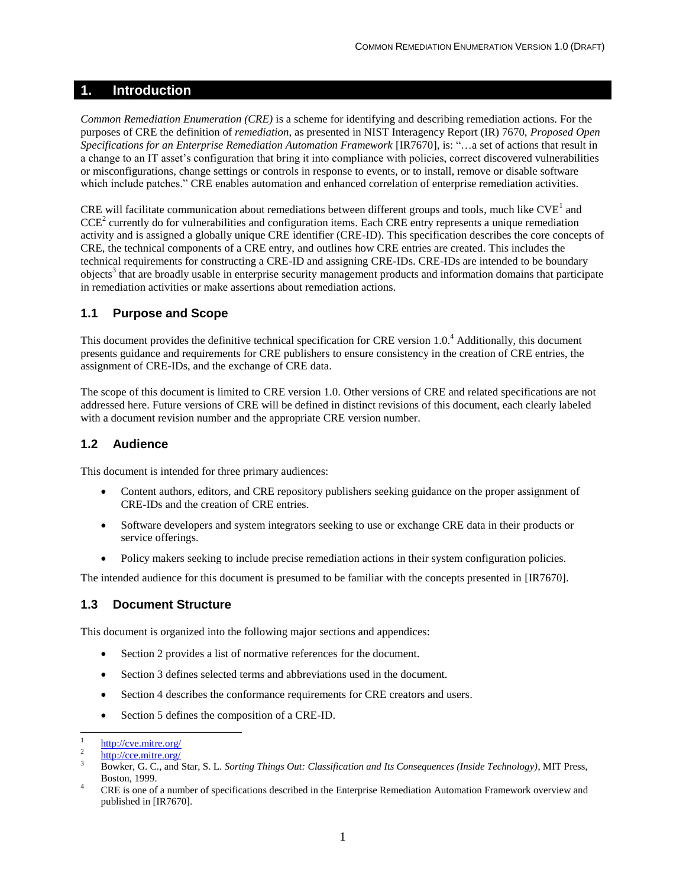# 1. Introduction

*Common Remediation Enumeration (CRE)* is a scheme for identifying and describing remediation actions. For the purposes of CRE the definition of *remediation*, as presented in NIST Interagency Report (IR) 7670, *Proposed Open Specifications for an Enterprise Remediation Automation Framework* [IR7670], is: "…a set of actions that result in a change to an IT asset's configuration that bring it into compliance with policies, correct discovered vulnerabilities or misconfigurations, change settings or controls in response to events, or to install, remove or disable software which include patches." CRE enables automation and enhanced correlation of enterprise remediation activities.

CRE will facilitate communication about remediations between different groups and tools, much like CVE[1] and CCE[2] currently do for vulnerabilities and configuration items. Each CRE entry represents a unique remediation activity and is assigned a globally unique CRE identifier (CRE-ID). This specification describes the core concepts of CRE, the technical components of a CRE entry, and outlines how CRE entries are created. This includes the technical requirements for constructing a CRE-ID and assigning CRE-IDs. CRE-IDs are intended to be boundary objects[3] that are broadly usable in enterprise security management products and information domains that participate in remediation activities or make assertions about remediation actions.

## 1.1 Purpose and Scope

This document provides the definitive technical specification for CRE version 1.0.[4] Additionally, this document presents guidance and requirements for CRE publishers to ensure consistency in the creation of CRE entries, the assignment of CRE-IDs, and the exchange of CRE data.

The scope of this document is limited to CRE version 1.0. Other versions of CRE and related specifications are not addressed here. Future versions of CRE will be defined in distinct revisions of this document, each clearly labeled with a document revision number and the appropriate CRE version number.

## 1.2 Audience

This document is intended for three primary audiences:

- Content authors, editors, and CRE repository publishers seeking guidance on the proper assignment of CRE-IDs and the creation of CRE entries.
- Software developers and system integrators seeking to use or exchange CRE data in their products or service offerings.
- Policy makers seeking to include precise remediation actions in their system configuration policies.

The intended audience for this document is presumed to be familiar with the concepts presented in [IR7670].

## 1.3 Document Structure

This document is organized into the following major sections and appendices:

- Section 2 provides a list of normative references for the document.
- Section 3 defines selected terms and abbreviations used in the document.
- Section 4 describes the conformance requirements for CRE creators and users.
- Section 5 defines the composition of a CRE-ID.

---

[1] http://cve.mitre.org/

[2] http://cce.mitre.org/

[3] Bowker, G. C., and Star, S. L. *Sorting Things Out: Classification and Its Consequences (Inside Technology)*, MIT Press, Boston, 1999.

[4] CRE is one of a number of specifications described in the Enterprise Remediation Automation Framework overview and published in [IR7670].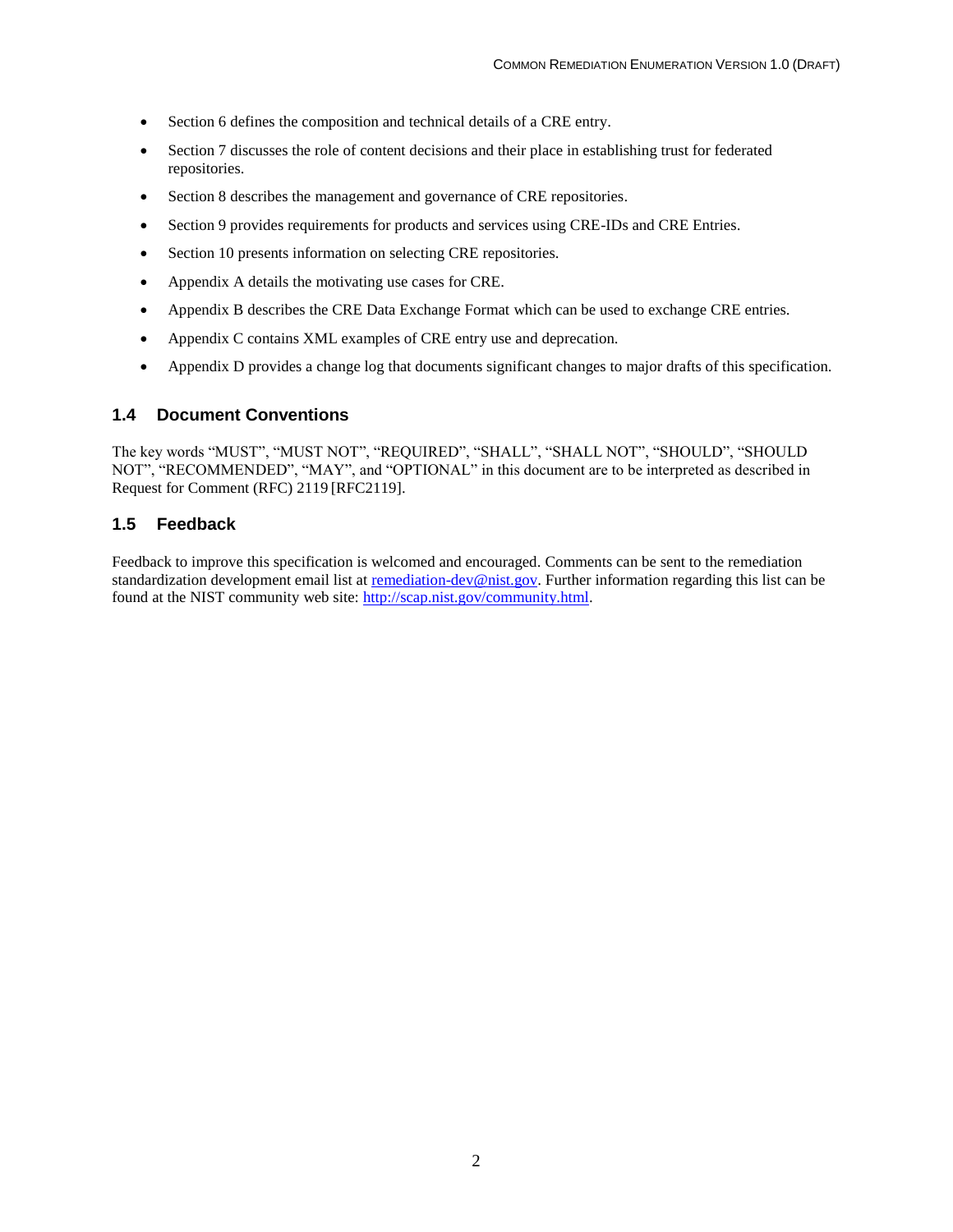- Section 6 defines the composition and technical details of a CRE entry.
- Section 7 discusses the role of content decisions and their place in establishing trust for federated repositories.
- Section 8 describes the management and governance of CRE repositories.
- Section 9 provides requirements for products and services using CRE-IDs and CRE Entries.
- Section 10 presents information on selecting CRE repositories.
- Appendix A details the motivating use cases for CRE.
- Appendix B describes the CRE Data Exchange Format which can be used to exchange CRE entries.
- Appendix C contains XML examples of CRE entry use and deprecation.
- Appendix D provides a change log that documents significant changes to major drafts of this specification.

## 1.4 Document Conventions

The key words "MUST", "MUST NOT", "REQUIRED", "SHALL", "SHALL NOT", "SHOULD", "SHOULD NOT", "RECOMMENDED", "MAY", and "OPTIONAL" in this document are to be interpreted as described in Request for Comment (RFC) 2119 [RFC2119].

## 1.5 Feedback

Feedback to improve this specification is welcomed and encouraged. Comments can be sent to the remediation standardization development email list at remediation-dev@nist.gov. Further information regarding this list can be found at the NIST community web site: http://scap.nist.gov/community.html.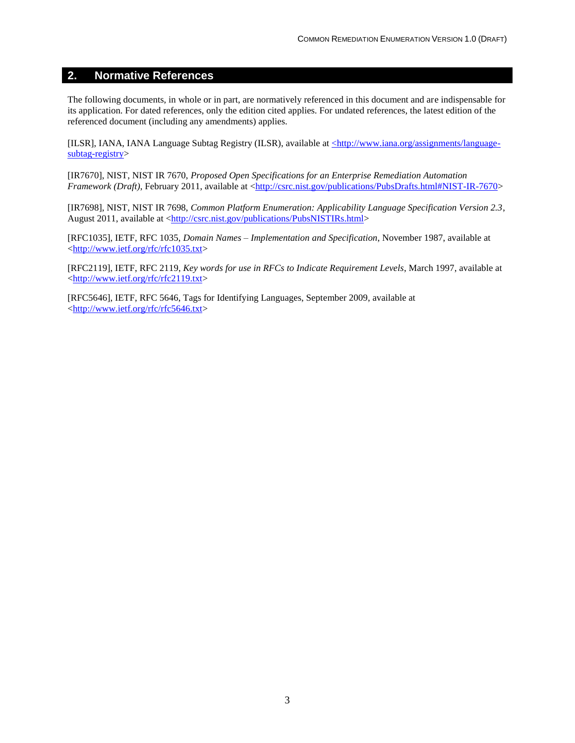## 2. Normative References

The following documents, in whole or in part, are normatively referenced in this document and are indispensable for its application. For dated references, only the edition cited applies. For undated references, the latest edition of the referenced document (including any amendments) applies.

[ILSR], IANA, IANA Language Subtag Registry (ILSR), available at <http://www.iana.org/assignments/language-subtag-registry>

[IR7670], NIST, NIST IR 7670, *Proposed Open Specifications for an Enterprise Remediation Automation Framework (Draft)*, February 2011, available at <http://csrc.nist.gov/publications/PubsDrafts.html#NIST-IR-7670>

[IR7698], NIST, NIST IR 7698, *Common Platform Enumeration: Applicability Language Specification Version 2.3*, August 2011, available at <http://csrc.nist.gov/publications/PubsNISTIRs.html>

[RFC1035], IETF, RFC 1035, *Domain Names – Implementation and Specification*, November 1987, available at <http://www.ietf.org/rfc/rfc1035.txt>

[RFC2119], IETF, RFC 2119, *Key words for use in RFCs to Indicate Requirement Levels*, March 1997, available at <http://www.ietf.org/rfc/rfc2119.txt>

[RFC5646], IETF, RFC 5646, Tags for Identifying Languages, September 2009, available at <http://www.ietf.org/rfc/rfc5646.txt>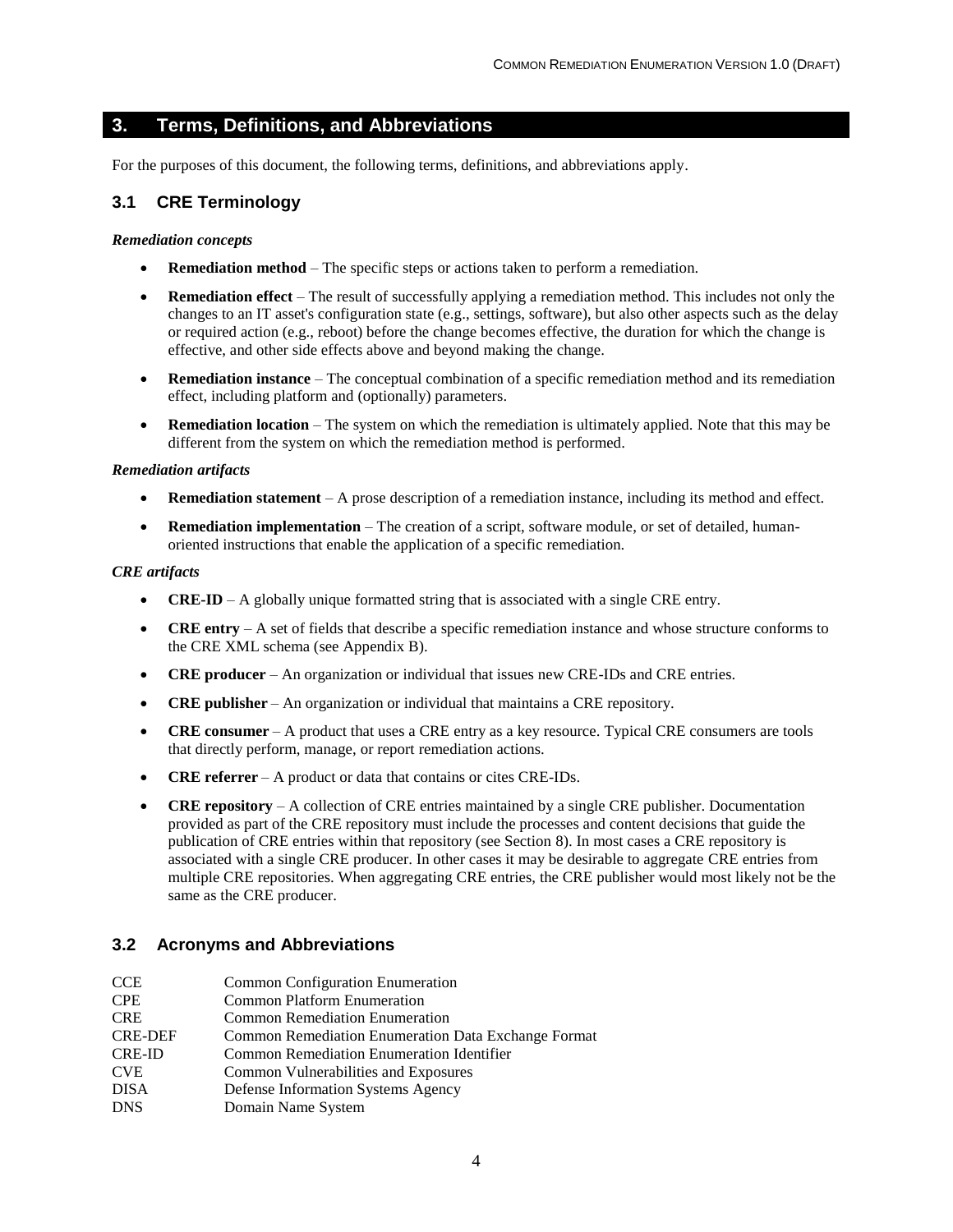## 3. Terms, Definitions, and Abbreviations

For the purposes of this document, the following terms, definitions, and abbreviations apply.

### 3.1 CRE Terminology

***Remediation concepts***

- **Remediation method** – The specific steps or actions taken to perform a remediation.
- **Remediation effect** – The result of successfully applying a remediation method. This includes not only the changes to an IT asset's configuration state (e.g., settings, software), but also other aspects such as the delay or required action (e.g., reboot) before the change becomes effective, the duration for which the change is effective, and other side effects above and beyond making the change.
- **Remediation instance** – The conceptual combination of a specific remediation method and its remediation effect, including platform and (optionally) parameters.
- **Remediation location** – The system on which the remediation is ultimately applied. Note that this may be different from the system on which the remediation method is performed.

***Remediation artifacts***

- **Remediation statement** – A prose description of a remediation instance, including its method and effect.
- **Remediation implementation** – The creation of a script, software module, or set of detailed, human-oriented instructions that enable the application of a specific remediation.

***CRE artifacts***

- **CRE-ID** – A globally unique formatted string that is associated with a single CRE entry.
- **CRE entry** – A set of fields that describe a specific remediation instance and whose structure conforms to the CRE XML schema (see Appendix B).
- **CRE producer** – An organization or individual that issues new CRE-IDs and CRE entries.
- **CRE publisher** – An organization or individual that maintains a CRE repository.
- **CRE consumer** – A product that uses a CRE entry as a key resource. Typical CRE consumers are tools that directly perform, manage, or report remediation actions.
- **CRE referrer** – A product or data that contains or cites CRE-IDs.
- **CRE repository** – A collection of CRE entries maintained by a single CRE publisher. Documentation provided as part of the CRE repository must include the processes and content decisions that guide the publication of CRE entries within that repository (see Section 8). In most cases a CRE repository is associated with a single CRE producer. In other cases it may be desirable to aggregate CRE entries from multiple CRE repositories. When aggregating CRE entries, the CRE publisher would most likely not be the same as the CRE producer.

### 3.2 Acronyms and Abbreviations

| | |
|---|---|
| CCE | Common Configuration Enumeration |
| CPE | Common Platform Enumeration |
| CRE | Common Remediation Enumeration |
| CRE-DEF | Common Remediation Enumeration Data Exchange Format |
| CRE-ID | Common Remediation Enumeration Identifier |
| CVE | Common Vulnerabilities and Exposures |
| DISA | Defense Information Systems Agency |
| DNS | Domain Name System |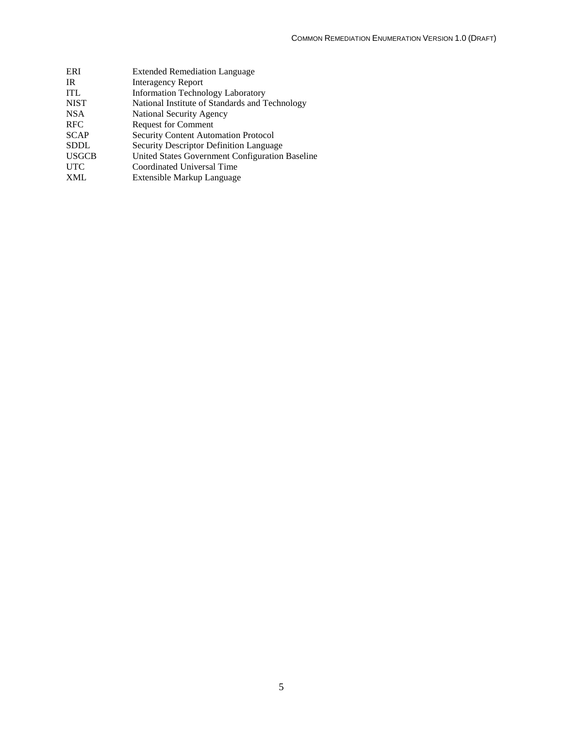| | |
|---|---|
| ERI | Extended Remediation Language |
| IR | Interagency Report |
| ITL | Information Technology Laboratory |
| NIST | National Institute of Standards and Technology |
| NSA | National Security Agency |
| RFC | Request for Comment |
| SCAP | Security Content Automation Protocol |
| SDDL | Security Descriptor Definition Language |
| USGCB | United States Government Configuration Baseline |
| UTC | Coordinated Universal Time |
| XML | Extensible Markup Language |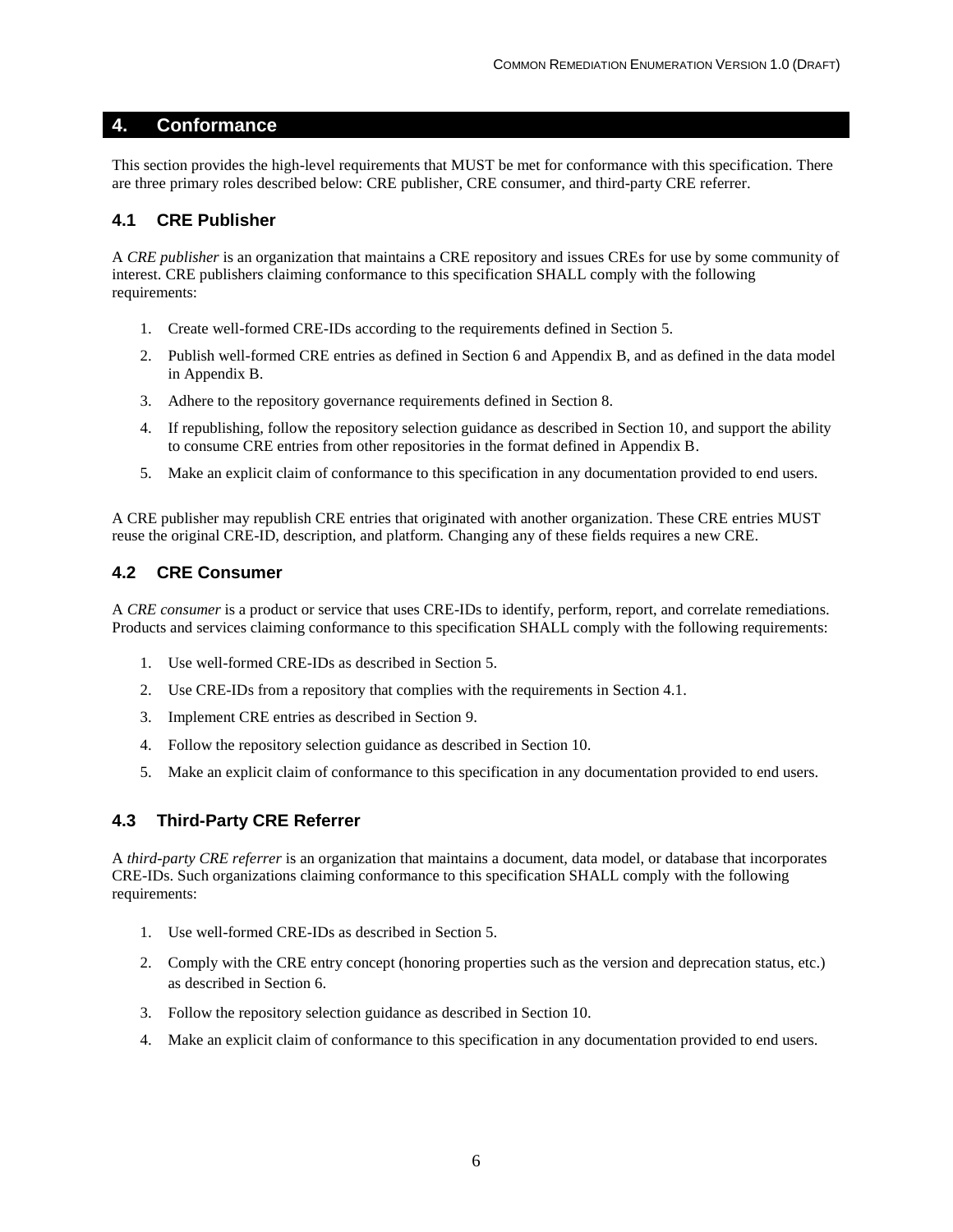## 4. Conformance

This section provides the high-level requirements that MUST be met for conformance with this specification. There are three primary roles described below: CRE publisher, CRE consumer, and third-party CRE referrer.

### 4.1 CRE Publisher

A *CRE publisher* is an organization that maintains a CRE repository and issues CREs for use by some community of interest. CRE publishers claiming conformance to this specification SHALL comply with the following requirements:

1. Create well-formed CRE-IDs according to the requirements defined in Section 5.
2. Publish well-formed CRE entries as defined in Section 6 and Appendix B, and as defined in the data model in Appendix B.
3. Adhere to the repository governance requirements defined in Section 8.
4. If republishing, follow the repository selection guidance as described in Section 10, and support the ability to consume CRE entries from other repositories in the format defined in Appendix B.
5. Make an explicit claim of conformance to this specification in any documentation provided to end users.

A CRE publisher may republish CRE entries that originated with another organization. These CRE entries MUST reuse the original CRE-ID, description, and platform. Changing any of these fields requires a new CRE.

### 4.2 CRE Consumer

A *CRE consumer* is a product or service that uses CRE-IDs to identify, perform, report, and correlate remediations. Products and services claiming conformance to this specification SHALL comply with the following requirements:

1. Use well-formed CRE-IDs as described in Section 5.
2. Use CRE-IDs from a repository that complies with the requirements in Section 4.1.
3. Implement CRE entries as described in Section 9.
4. Follow the repository selection guidance as described in Section 10.
5. Make an explicit claim of conformance to this specification in any documentation provided to end users.

### 4.3 Third-Party CRE Referrer

A *third-party CRE referrer* is an organization that maintains a document, data model, or database that incorporates CRE-IDs. Such organizations claiming conformance to this specification SHALL comply with the following requirements:

1. Use well-formed CRE-IDs as described in Section 5.
2. Comply with the CRE entry concept (honoring properties such as the version and deprecation status, etc.) as described in Section 6.
3. Follow the repository selection guidance as described in Section 10.
4. Make an explicit claim of conformance to this specification in any documentation provided to end users.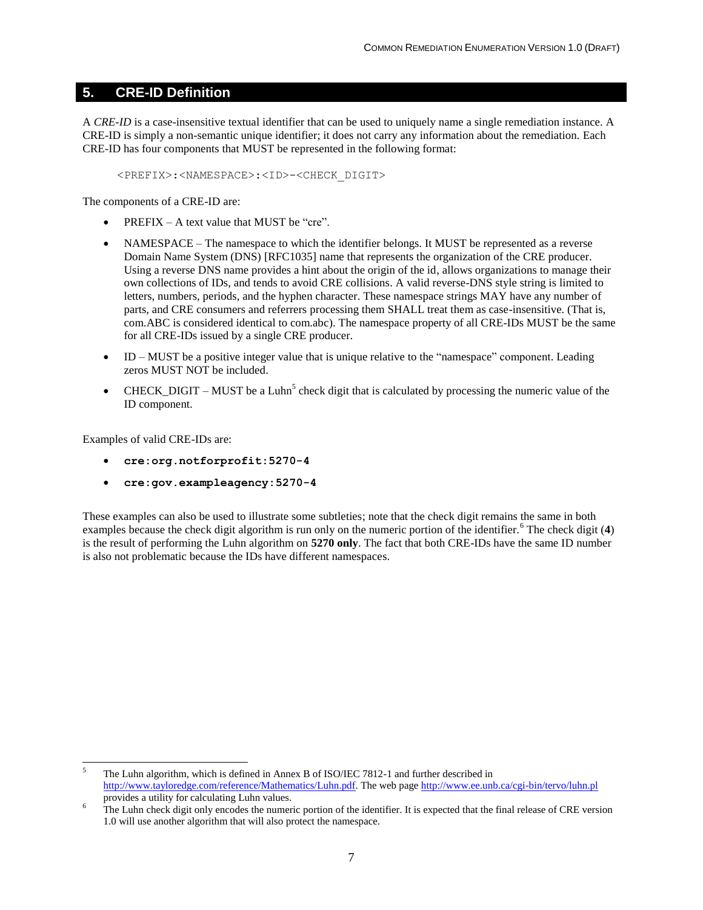## 5. CRE-ID Definition

A *CRE-ID* is a case-insensitive textual identifier that can be used to uniquely name a single remediation instance. A CRE-ID is simply a non-semantic unique identifier; it does not carry any information about the remediation. Each CRE-ID has four components that MUST be represented in the following format:

```
<PREFIX>:<NAMESPACE>:<ID>-<CHECK_DIGIT>
```

The components of a CRE-ID are:

- PREFIX – A text value that MUST be "cre".
- NAMESPACE – The namespace to which the identifier belongs. It MUST be represented as a reverse Domain Name System (DNS) [RFC1035] name that represents the organization of the CRE producer. Using a reverse DNS name provides a hint about the origin of the id, allows organizations to manage their own collections of IDs, and tends to avoid CRE collisions. A valid reverse-DNS style string is limited to letters, numbers, periods, and the hyphen character. These namespace strings MAY have any number of parts, and CRE consumers and referrers processing them SHALL treat them as case-insensitive. (That is, com.ABC is considered identical to com.abc). The namespace property of all CRE-IDs MUST be the same for all CRE-IDs issued by a single CRE producer.
- ID – MUST be a positive integer value that is unique relative to the "namespace" component. Leading zeros MUST NOT be included.
- CHECK_DIGIT – MUST be a Luhn[5] check digit that is calculated by processing the numeric value of the ID component.

Examples of valid CRE-IDs are:

- **`cre:org.notforprofit:5270-4`**
- **`cre:gov.exampleagency:5270-4`**

These examples can also be used to illustrate some subtleties; note that the check digit remains the same in both examples because the check digit algorithm is run only on the numeric portion of the identifier.[6] The check digit (**4**) is the result of performing the Luhn algorithm on **5270 only**. The fact that both CRE-IDs have the same ID number is also not problematic because the IDs have different namespaces.

---

[5] The Luhn algorithm, which is defined in Annex B of ISO/IEC 7812-1 and further described in http://www.tayloredge.com/reference/Mathematics/Luhn.pdf. The web page http://www.ee.unb.ca/cgi-bin/tervo/luhn.pl provides a utility for calculating Luhn values.

[6] The Luhn check digit only encodes the numeric portion of the identifier. It is expected that the final release of CRE version 1.0 will use another algorithm that will also protect the namespace.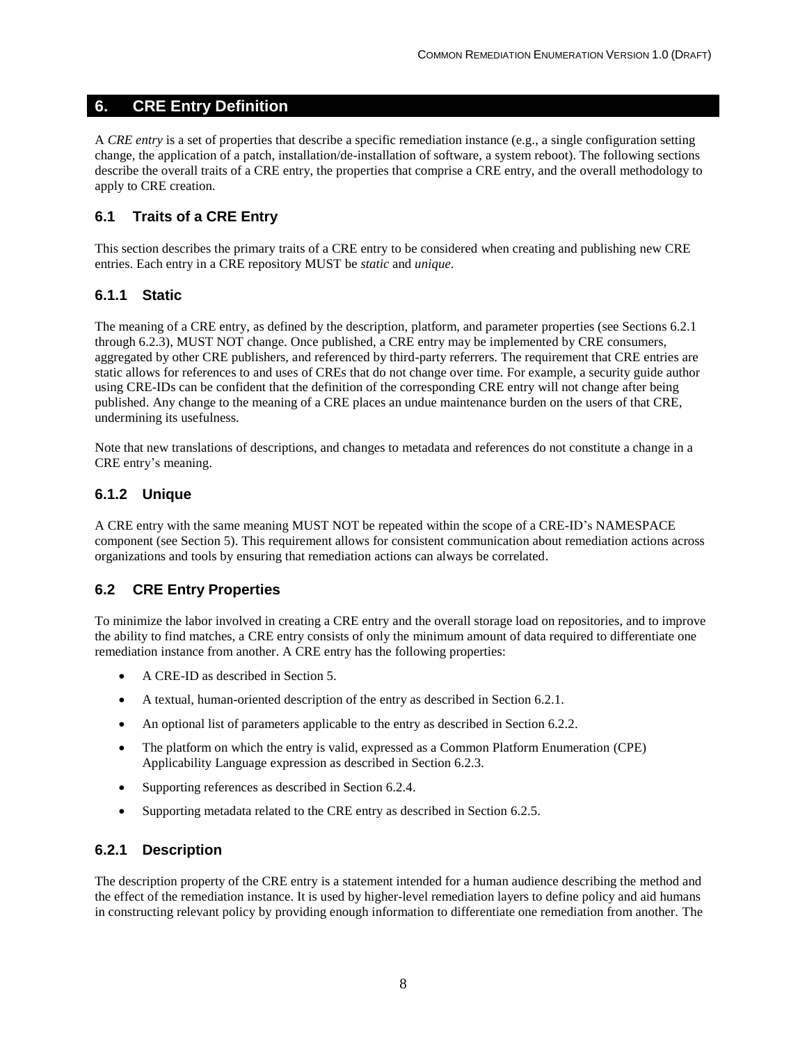# 6. CRE Entry Definition

A *CRE entry* is a set of properties that describe a specific remediation instance (e.g., a single configuration setting change, the application of a patch, installation/de-installation of software, a system reboot). The following sections describe the overall traits of a CRE entry, the properties that comprise a CRE entry, and the overall methodology to apply to CRE creation.

## 6.1 Traits of a CRE Entry

This section describes the primary traits of a CRE entry to be considered when creating and publishing new CRE entries. Each entry in a CRE repository MUST be *static* and *unique*.

### 6.1.1 Static

The meaning of a CRE entry, as defined by the description, platform, and parameter properties (see Sections 6.2.1 through 6.2.3), MUST NOT change. Once published, a CRE entry may be implemented by CRE consumers, aggregated by other CRE publishers, and referenced by third-party referrers. The requirement that CRE entries are static allows for references to and uses of CREs that do not change over time. For example, a security guide author using CRE-IDs can be confident that the definition of the corresponding CRE entry will not change after being published. Any change to the meaning of a CRE places an undue maintenance burden on the users of that CRE, undermining its usefulness.

Note that new translations of descriptions, and changes to metadata and references do not constitute a change in a CRE entry's meaning.

### 6.1.2 Unique

A CRE entry with the same meaning MUST NOT be repeated within the scope of a CRE-ID's NAMESPACE component (see Section 5). This requirement allows for consistent communication about remediation actions across organizations and tools by ensuring that remediation actions can always be correlated.

## 6.2 CRE Entry Properties

To minimize the labor involved in creating a CRE entry and the overall storage load on repositories, and to improve the ability to find matches, a CRE entry consists of only the minimum amount of data required to differentiate one remediation instance from another. A CRE entry has the following properties:

- A CRE-ID as described in Section 5.
- A textual, human-oriented description of the entry as described in Section 6.2.1.
- An optional list of parameters applicable to the entry as described in Section 6.2.2.
- The platform on which the entry is valid, expressed as a Common Platform Enumeration (CPE) Applicability Language expression as described in Section 6.2.3.
- Supporting references as described in Section 6.2.4.
- Supporting metadata related to the CRE entry as described in Section 6.2.5.

### 6.2.1 Description

The description property of the CRE entry is a statement intended for a human audience describing the method and the effect of the remediation instance. It is used by higher-level remediation layers to define policy and aid humans in constructing relevant policy by providing enough information to differentiate one remediation from another. The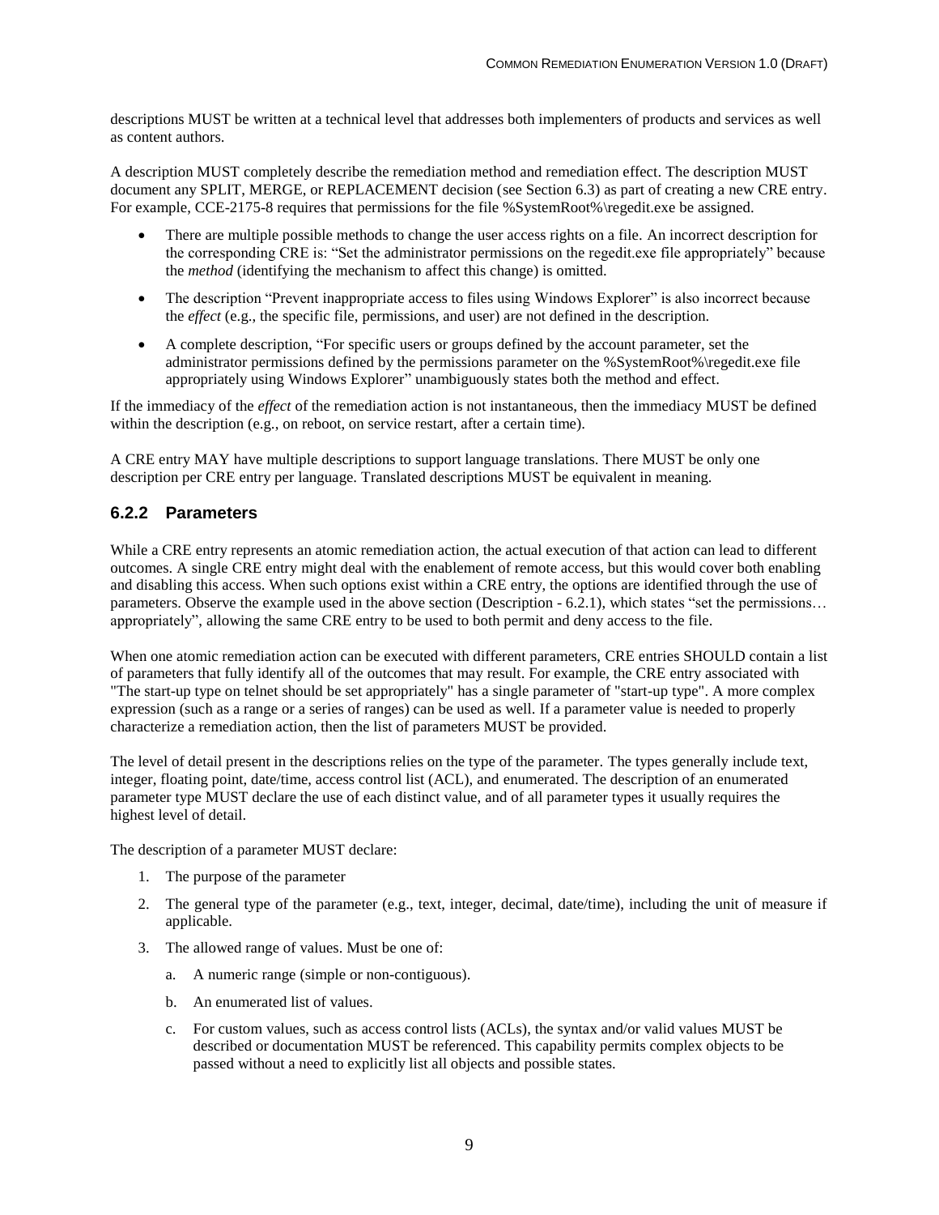descriptions MUST be written at a technical level that addresses both implementers of products and services as well as content authors.

A description MUST completely describe the remediation method and remediation effect. The description MUST document any SPLIT, MERGE, or REPLACEMENT decision (see Section 6.3) as part of creating a new CRE entry. For example, CCE-2175-8 requires that permissions for the file %SystemRoot%\regedit.exe be assigned.

- There are multiple possible methods to change the user access rights on a file. An incorrect description for the corresponding CRE is: "Set the administrator permissions on the regedit.exe file appropriately" because the *method* (identifying the mechanism to affect this change) is omitted.
- The description "Prevent inappropriate access to files using Windows Explorer" is also incorrect because the *effect* (e.g., the specific file, permissions, and user) are not defined in the description.
- A complete description, "For specific users or groups defined by the account parameter, set the administrator permissions defined by the permissions parameter on the %SystemRoot%\regedit.exe file appropriately using Windows Explorer" unambiguously states both the method and effect.

If the immediacy of the *effect* of the remediation action is not instantaneous, then the immediacy MUST be defined within the description (e.g., on reboot, on service restart, after a certain time).

A CRE entry MAY have multiple descriptions to support language translations. There MUST be only one description per CRE entry per language. Translated descriptions MUST be equivalent in meaning.

### 6.2.2 Parameters

While a CRE entry represents an atomic remediation action, the actual execution of that action can lead to different outcomes. A single CRE entry might deal with the enablement of remote access, but this would cover both enabling and disabling this access. When such options exist within a CRE entry, the options are identified through the use of parameters. Observe the example used in the above section (Description - 6.2.1), which states "set the permissions… appropriately", allowing the same CRE entry to be used to both permit and deny access to the file.

When one atomic remediation action can be executed with different parameters, CRE entries SHOULD contain a list of parameters that fully identify all of the outcomes that may result. For example, the CRE entry associated with "The start-up type on telnet should be set appropriately" has a single parameter of "start-up type". A more complex expression (such as a range or a series of ranges) can be used as well. If a parameter value is needed to properly characterize a remediation action, then the list of parameters MUST be provided.

The level of detail present in the descriptions relies on the type of the parameter. The types generally include text, integer, floating point, date/time, access control list (ACL), and enumerated. The description of an enumerated parameter type MUST declare the use of each distinct value, and of all parameter types it usually requires the highest level of detail.

The description of a parameter MUST declare:

1. The purpose of the parameter
2. The general type of the parameter (e.g., text, integer, decimal, date/time), including the unit of measure if applicable.
3. The allowed range of values. Must be one of:
    a. A numeric range (simple or non-contiguous).
    b. An enumerated list of values.
    c. For custom values, such as access control lists (ACLs), the syntax and/or valid values MUST be described or documentation MUST be referenced. This capability permits complex objects to be passed without a need to explicitly list all objects and possible states.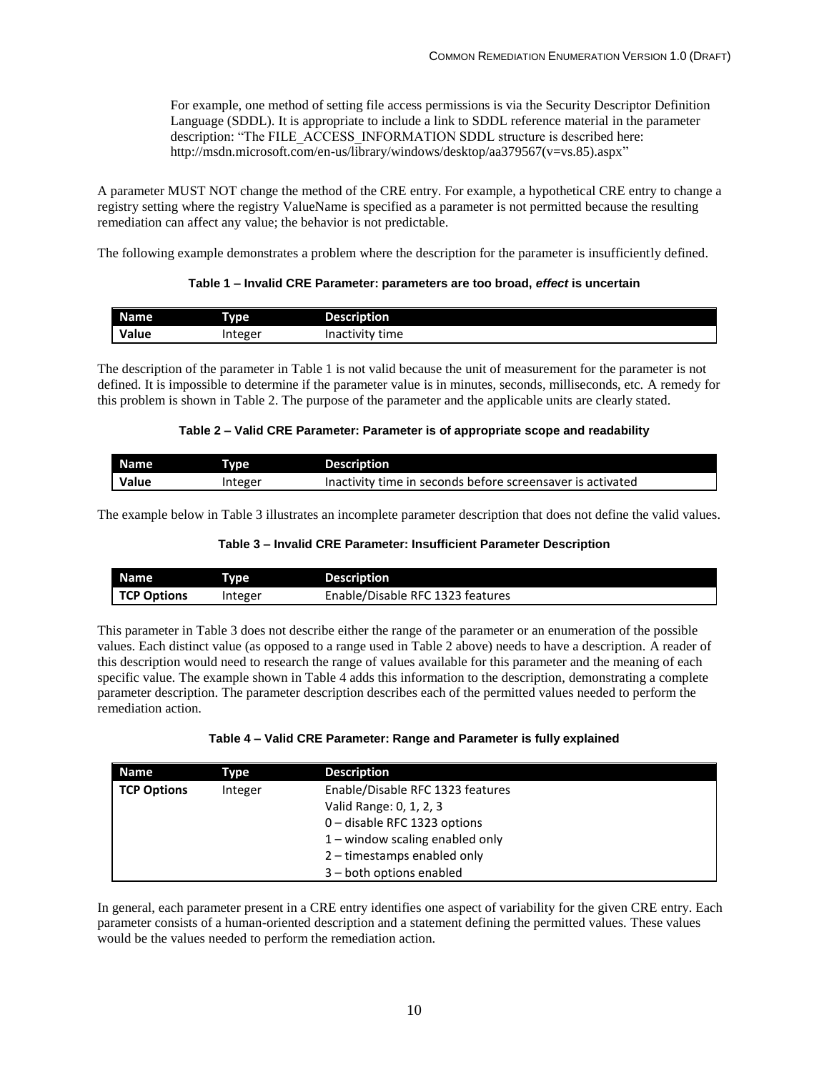For example, one method of setting file access permissions is via the Security Descriptor Definition Language (SDDL). It is appropriate to include a link to SDDL reference material in the parameter description: "The FILE_ACCESS_INFORMATION SDDL structure is described here: http://msdn.microsoft.com/en-us/library/windows/desktop/aa379567(v=vs.85).aspx"

A parameter MUST NOT change the method of the CRE entry. For example, a hypothetical CRE entry to change a registry setting where the registry ValueName is specified as a parameter is not permitted because the resulting remediation can affect any value; the behavior is not predictable.

The following example demonstrates a problem where the description for the parameter is insufficiently defined.

**Table 1 – Invalid CRE Parameter: parameters are too broad, *effect* is uncertain**

| Name | Type | Description |
|---|---|---|
| **Value** | Integer | Inactivity time |

The description of the parameter in Table 1 is not valid because the unit of measurement for the parameter is not defined. It is impossible to determine if the parameter value is in minutes, seconds, milliseconds, etc. A remedy for this problem is shown in Table 2. The purpose of the parameter and the applicable units are clearly stated.

**Table 2 – Valid CRE Parameter: Parameter is of appropriate scope and readability**

| Name | Type | Description |
|---|---|---|
| **Value** | Integer | Inactivity time in seconds before screensaver is activated |

The example below in Table 3 illustrates an incomplete parameter description that does not define the valid values.

**Table 3 – Invalid CRE Parameter: Insufficient Parameter Description**

| Name | Type | Description |
|---|---|---|
| **TCP Options** | Integer | Enable/Disable RFC 1323 features |

This parameter in Table 3 does not describe either the range of the parameter or an enumeration of the possible values. Each distinct value (as opposed to a range used in Table 2 above) needs to have a description. A reader of this description would need to research the range of values available for this parameter and the meaning of each specific value. The example shown in Table 4 adds this information to the description, demonstrating a complete parameter description. The parameter description describes each of the permitted values needed to perform the remediation action.

**Table 4 – Valid CRE Parameter: Range and Parameter is fully explained**

| Name | Type | Description |
|---|---|---|
| **TCP Options** | Integer | Enable/Disable RFC 1323 features<br>Valid Range: 0, 1, 2, 3<br>0 – disable RFC 1323 options<br>1 – window scaling enabled only<br>2 – timestamps enabled only<br>3 – both options enabled |

In general, each parameter present in a CRE entry identifies one aspect of variability for the given CRE entry. Each parameter consists of a human-oriented description and a statement defining the permitted values. These values would be the values needed to perform the remediation action.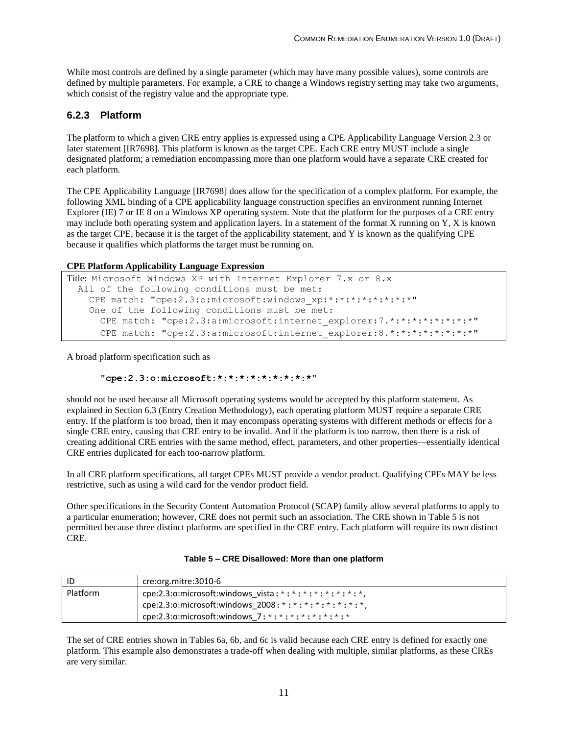While most controls are defined by a single parameter (which may have many possible values), some controls are defined by multiple parameters. For example, a CRE to change a Windows registry setting may take two arguments, which consist of the registry value and the appropriate type.

### 6.2.3 Platform

The platform to which a given CRE entry applies is expressed using a CPE Applicability Language Version 2.3 or later statement [IR7698]. This platform is known as the target CPE. Each CRE entry MUST include a single designated platform; a remediation encompassing more than one platform would have a separate CRE created for each platform.

The CPE Applicability Language [IR7698] does allow for the specification of a complex platform. For example, the following XML binding of a CPE applicability language construction specifies an environment running Internet Explorer (IE) 7 or IE 8 on a Windows XP operating system. Note that the platform for the purposes of a CRE entry may include both operating system and application layers. In a statement of the format X running on Y, X is known as the target CPE, because it is the target of the applicability statement, and Y is known as the qualifying CPE because it qualifies which platforms the target must be running on.

**CPE Platform Applicability Language Expression**

```
Title: Microsoft Windows XP with Internet Explorer 7.x or 8.x
  All of the following conditions must be met:
    CPE match: "cpe:2.3:o:microsoft:windows_xp:*:*:*:*:*:*:*:*"
    One of the following conditions must be met:
      CPE match: "cpe:2.3:a:microsoft:internet_explorer:7.*:*:*:*:*:*:*:*"
      CPE match: "cpe:2.3:a:microsoft:internet_explorer:8.*:*:*:*:*:*:*:*"
```

A broad platform specification such as

**"cpe:2.3:o:microsoft:*:*:*:*:*:*:*:*:*"**

should not be used because all Microsoft operating systems would be accepted by this platform statement. As explained in Section 6.3 (Entry Creation Methodology), each operating platform MUST require a separate CRE entry. If the platform is too broad, then it may encompass operating systems with different methods or effects for a single CRE entry, causing that CRE entry to be invalid. And if the platform is too narrow, then there is a risk of creating additional CRE entries with the same method, effect, parameters, and other properties—essentially identical CRE entries duplicated for each too-narrow platform.

In all CRE platform specifications, all target CPEs MUST provide a vendor product. Qualifying CPEs MAY be less restrictive, such as using a wild card for the vendor product field.

Other specifications in the Security Content Automation Protocol (SCAP) family allow several platforms to apply to a particular enumeration; however, CRE does not permit such an association. The CRE shown in Table 5 is not permitted because three distinct platforms are specified in the CRE entry. Each platform will require its own distinct CRE.

**Table 5 – CRE Disallowed: More than one platform**

| ID | cre:org.mitre:3010-6 |
|---|---|
| Platform | cpe:2.3:o:microsoft:windows_vista:*:*:*:*:*:*:*:*, cpe:2.3:o:microsoft:windows_2008:*:*:*:*:*:*:*:*, cpe:2.3:o:microsoft:windows_7:*:*:*:*:*:*:*:* |

The set of CRE entries shown in Tables 6a, 6b, and 6c is valid because each CRE entry is defined for exactly one platform. This example also demonstrates a trade-off when dealing with multiple, similar platforms, as these CREs are very similar.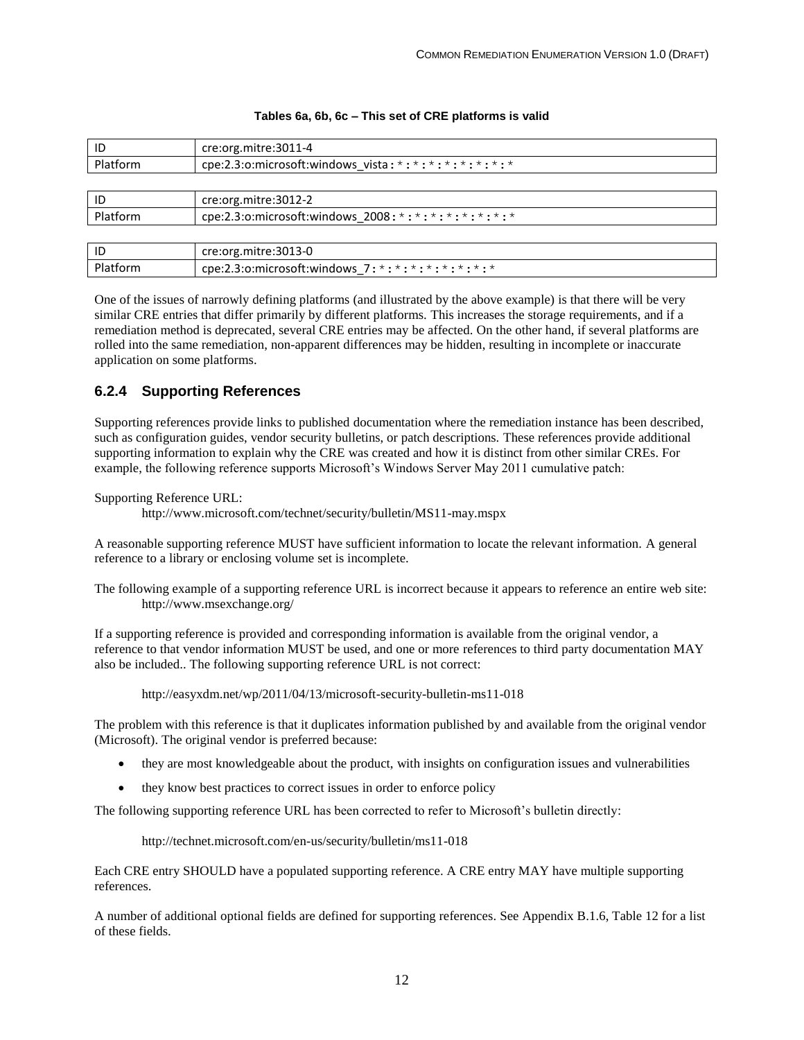**Tables 6a, 6b, 6c – This set of CRE platforms is valid**

| ID | cre:org.mitre:3011-4 |
|---|---|
| Platform | cpe:2.3:o:microsoft:windows_vista:*:*:*:*:*:*:*:* |

| ID | cre:org.mitre:3012-2 |
|---|---|
| Platform | cpe:2.3:o:microsoft:windows_2008:*:*:*:*:*:*:*:* |

| ID | cre:org.mitre:3013-0 |
|---|---|
| Platform | cpe:2.3:o:microsoft:windows_7:*:*:*:*:*:*:*:* |

One of the issues of narrowly defining platforms (and illustrated by the above example) is that there will be very similar CRE entries that differ primarily by different platforms. This increases the storage requirements, and if a remediation method is deprecated, several CRE entries may be affected. On the other hand, if several platforms are rolled into the same remediation, non-apparent differences may be hidden, resulting in incomplete or inaccurate application on some platforms.

### 6.2.4 Supporting References

Supporting references provide links to published documentation where the remediation instance has been described, such as configuration guides, vendor security bulletins, or patch descriptions. These references provide additional supporting information to explain why the CRE was created and how it is distinct from other similar CREs. For example, the following reference supports Microsoft's Windows Server May 2011 cumulative patch:

Supporting Reference URL:

    http://www.microsoft.com/technet/security/bulletin/MS11-may.mspx

A reasonable supporting reference MUST have sufficient information to locate the relevant information. A general reference to a library or enclosing volume set is incomplete.

The following example of a supporting reference URL is incorrect because it appears to reference an entire web site:

    http://www.msexchange.org/

If a supporting reference is provided and corresponding information is available from the original vendor, a reference to that vendor information MUST be used, and one or more references to third party documentation MAY also be included.. The following supporting reference URL is not correct:

    http://easyxdm.net/wp/2011/04/13/microsoft-security-bulletin-ms11-018

The problem with this reference is that it duplicates information published by and available from the original vendor (Microsoft). The original vendor is preferred because:

- they are most knowledgeable about the product, with insights on configuration issues and vulnerabilities
- they know best practices to correct issues in order to enforce policy

The following supporting reference URL has been corrected to refer to Microsoft's bulletin directly:

    http://technet.microsoft.com/en-us/security/bulletin/ms11-018

Each CRE entry SHOULD have a populated supporting reference. A CRE entry MAY have multiple supporting references.

A number of additional optional fields are defined for supporting references. See Appendix B.1.6, Table 12 for a list of these fields.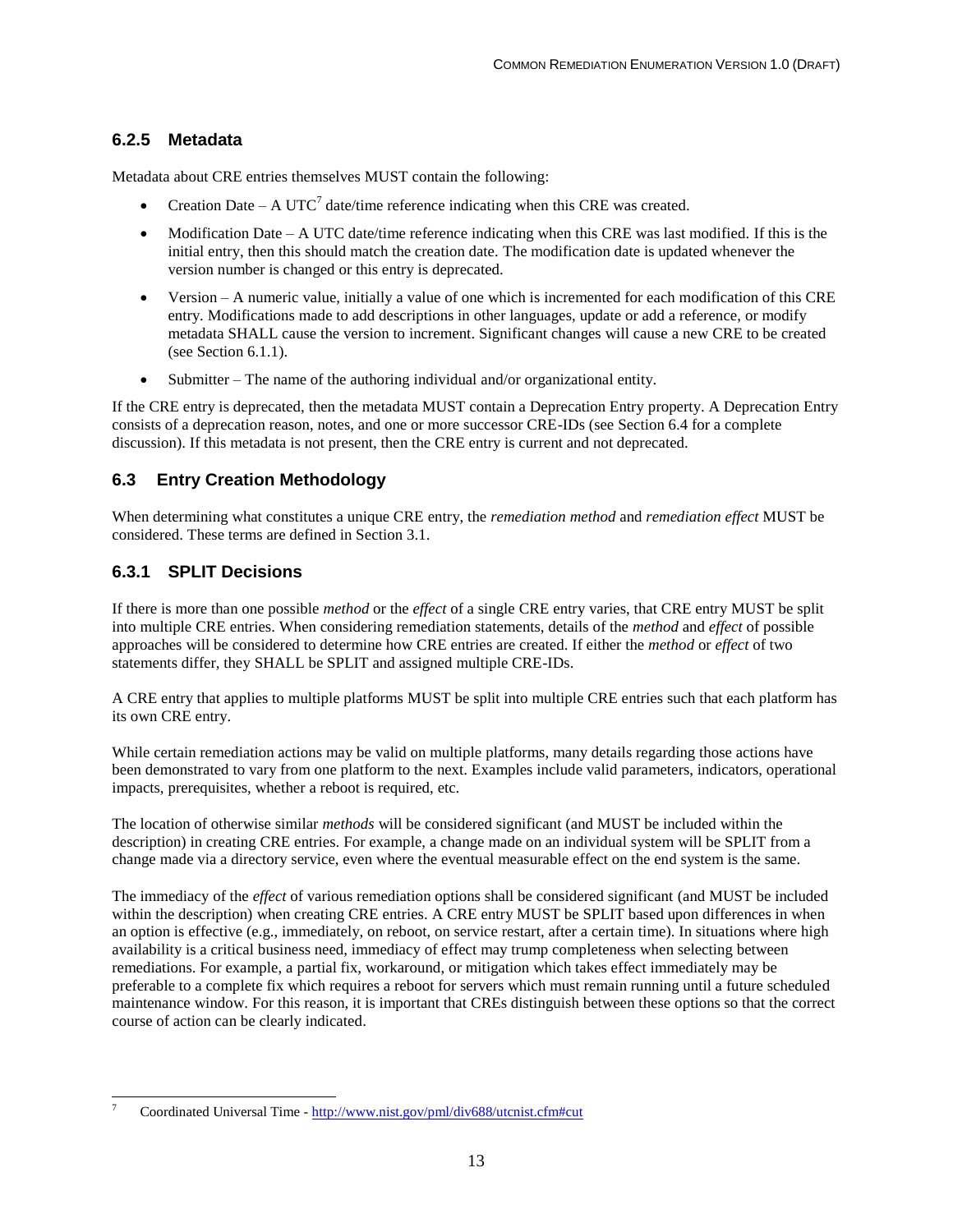### 6.2.5 Metadata

Metadata about CRE entries themselves MUST contain the following:

- Creation Date – A UTC[7] date/time reference indicating when this CRE was created.
- Modification Date – A UTC date/time reference indicating when this CRE was last modified. If this is the initial entry, then this should match the creation date. The modification date is updated whenever the version number is changed or this entry is deprecated.
- Version – A numeric value, initially a value of one which is incremented for each modification of this CRE entry. Modifications made to add descriptions in other languages, update or add a reference, or modify metadata SHALL cause the version to increment. Significant changes will cause a new CRE to be created (see Section 6.1.1).
- Submitter – The name of the authoring individual and/or organizational entity.

If the CRE entry is deprecated, then the metadata MUST contain a Deprecation Entry property. A Deprecation Entry consists of a deprecation reason, notes, and one or more successor CRE-IDs (see Section 6.4 for a complete discussion). If this metadata is not present, then the CRE entry is current and not deprecated.

## 6.3 Entry Creation Methodology

When determining what constitutes a unique CRE entry, the *remediation method* and *remediation effect* MUST be considered. These terms are defined in Section 3.1.

### 6.3.1 SPLIT Decisions

If there is more than one possible *method* or the *effect* of a single CRE entry varies, that CRE entry MUST be split into multiple CRE entries. When considering remediation statements, details of the *method* and *effect* of possible approaches will be considered to determine how CRE entries are created. If either the *method* or *effect* of two statements differ, they SHALL be SPLIT and assigned multiple CRE-IDs.

A CRE entry that applies to multiple platforms MUST be split into multiple CRE entries such that each platform has its own CRE entry.

While certain remediation actions may be valid on multiple platforms, many details regarding those actions have been demonstrated to vary from one platform to the next. Examples include valid parameters, indicators, operational impacts, prerequisites, whether a reboot is required, etc.

The location of otherwise similar *methods* will be considered significant (and MUST be included within the description) in creating CRE entries. For example, a change made on an individual system will be SPLIT from a change made via a directory service, even where the eventual measurable effect on the end system is the same.

The immediacy of the *effect* of various remediation options shall be considered significant (and MUST be included within the description) when creating CRE entries. A CRE entry MUST be SPLIT based upon differences in when an option is effective (e.g., immediately, on reboot, on service restart, after a certain time). In situations where high availability is a critical business need, immediacy of effect may trump completeness when selecting between remediations. For example, a partial fix, workaround, or mitigation which takes effect immediately may be preferable to a complete fix which requires a reboot for servers which must remain running until a future scheduled maintenance window. For this reason, it is important that CREs distinguish between these options so that the correct course of action can be clearly indicated.

---

[7] Coordinated Universal Time - http://www.nist.gov/pml/div688/utcnist.cfm#cut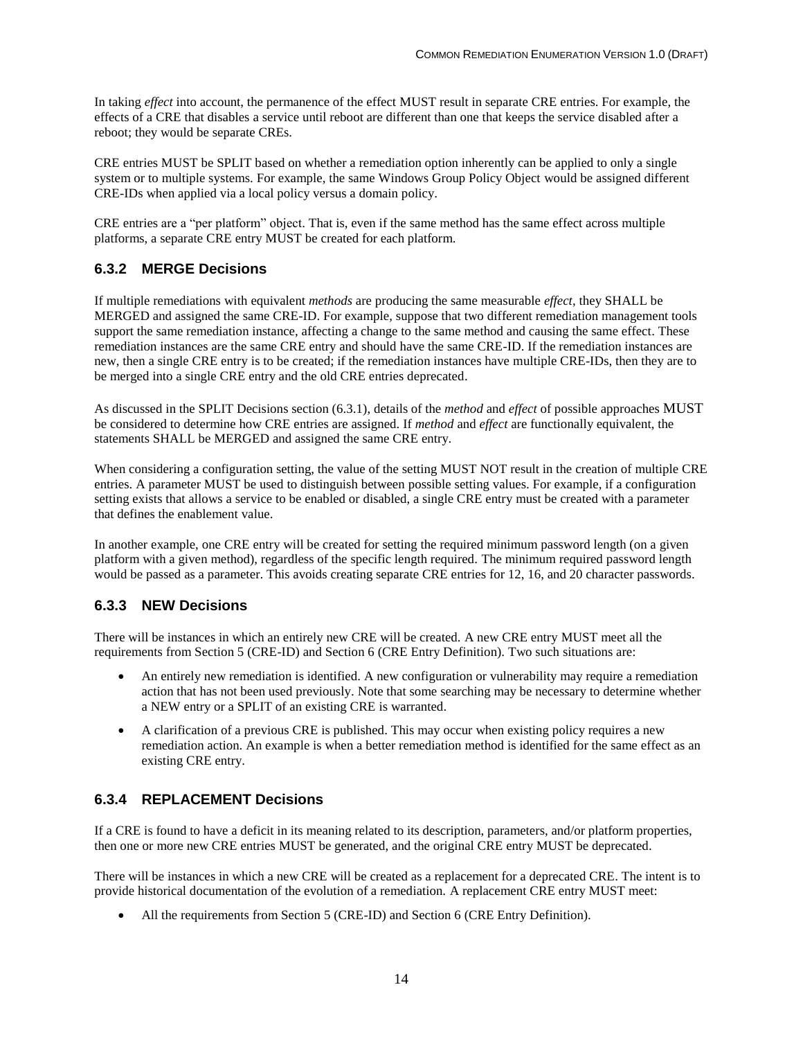In taking *effect* into account, the permanence of the effect MUST result in separate CRE entries. For example, the effects of a CRE that disables a service until reboot are different than one that keeps the service disabled after a reboot; they would be separate CREs.

CRE entries MUST be SPLIT based on whether a remediation option inherently can be applied to only a single system or to multiple systems. For example, the same Windows Group Policy Object would be assigned different CRE-IDs when applied via a local policy versus a domain policy.

CRE entries are a "per platform" object. That is, even if the same method has the same effect across multiple platforms, a separate CRE entry MUST be created for each platform.

### 6.3.2 MERGE Decisions

If multiple remediations with equivalent *methods* are producing the same measurable *effect*, they SHALL be MERGED and assigned the same CRE-ID. For example, suppose that two different remediation management tools support the same remediation instance, affecting a change to the same method and causing the same effect. These remediation instances are the same CRE entry and should have the same CRE-ID. If the remediation instances are new, then a single CRE entry is to be created; if the remediation instances have multiple CRE-IDs, then they are to be merged into a single CRE entry and the old CRE entries deprecated.

As discussed in the SPLIT Decisions section (6.3.1), details of the *method* and *effect* of possible approaches MUST be considered to determine how CRE entries are assigned. If *method* and *effect* are functionally equivalent, the statements SHALL be MERGED and assigned the same CRE entry.

When considering a configuration setting, the value of the setting MUST NOT result in the creation of multiple CRE entries. A parameter MUST be used to distinguish between possible setting values. For example, if a configuration setting exists that allows a service to be enabled or disabled, a single CRE entry must be created with a parameter that defines the enablement value.

In another example, one CRE entry will be created for setting the required minimum password length (on a given platform with a given method), regardless of the specific length required. The minimum required password length would be passed as a parameter. This avoids creating separate CRE entries for 12, 16, and 20 character passwords.

### 6.3.3 NEW Decisions

There will be instances in which an entirely new CRE will be created. A new CRE entry MUST meet all the requirements from Section 5 (CRE-ID) and Section 6 (CRE Entry Definition). Two such situations are:

- An entirely new remediation is identified. A new configuration or vulnerability may require a remediation action that has not been used previously. Note that some searching may be necessary to determine whether a NEW entry or a SPLIT of an existing CRE is warranted.
- A clarification of a previous CRE is published. This may occur when existing policy requires a new remediation action. An example is when a better remediation method is identified for the same effect as an existing CRE entry.

### 6.3.4 REPLACEMENT Decisions

If a CRE is found to have a deficit in its meaning related to its description, parameters, and/or platform properties, then one or more new CRE entries MUST be generated, and the original CRE entry MUST be deprecated.

There will be instances in which a new CRE will be created as a replacement for a deprecated CRE. The intent is to provide historical documentation of the evolution of a remediation. A replacement CRE entry MUST meet:

- All the requirements from Section 5 (CRE-ID) and Section 6 (CRE Entry Definition).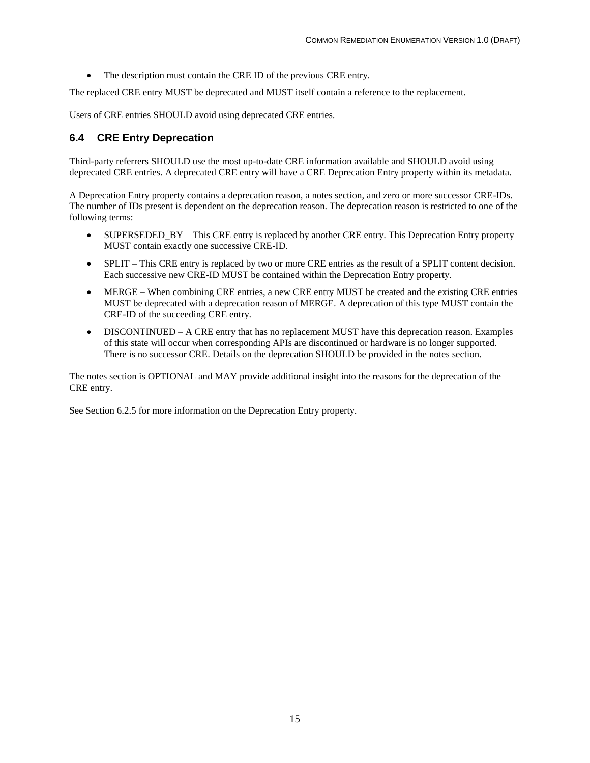- The description must contain the CRE ID of the previous CRE entry.

The replaced CRE entry MUST be deprecated and MUST itself contain a reference to the replacement.

Users of CRE entries SHOULD avoid using deprecated CRE entries.

## 6.4 CRE Entry Deprecation

Third-party referrers SHOULD use the most up-to-date CRE information available and SHOULD avoid using deprecated CRE entries. A deprecated CRE entry will have a CRE Deprecation Entry property within its metadata.

A Deprecation Entry property contains a deprecation reason, a notes section, and zero or more successor CRE-IDs. The number of IDs present is dependent on the deprecation reason. The deprecation reason is restricted to one of the following terms:

- SUPERSEDED_BY – This CRE entry is replaced by another CRE entry. This Deprecation Entry property MUST contain exactly one successive CRE-ID.
- SPLIT – This CRE entry is replaced by two or more CRE entries as the result of a SPLIT content decision. Each successive new CRE-ID MUST be contained within the Deprecation Entry property.
- MERGE – When combining CRE entries, a new CRE entry MUST be created and the existing CRE entries MUST be deprecated with a deprecation reason of MERGE. A deprecation of this type MUST contain the CRE-ID of the succeeding CRE entry.
- DISCONTINUED – A CRE entry that has no replacement MUST have this deprecation reason. Examples of this state will occur when corresponding APIs are discontinued or hardware is no longer supported. There is no successor CRE. Details on the deprecation SHOULD be provided in the notes section.

The notes section is OPTIONAL and MAY provide additional insight into the reasons for the deprecation of the CRE entry.

See Section 6.2.5 for more information on the Deprecation Entry property.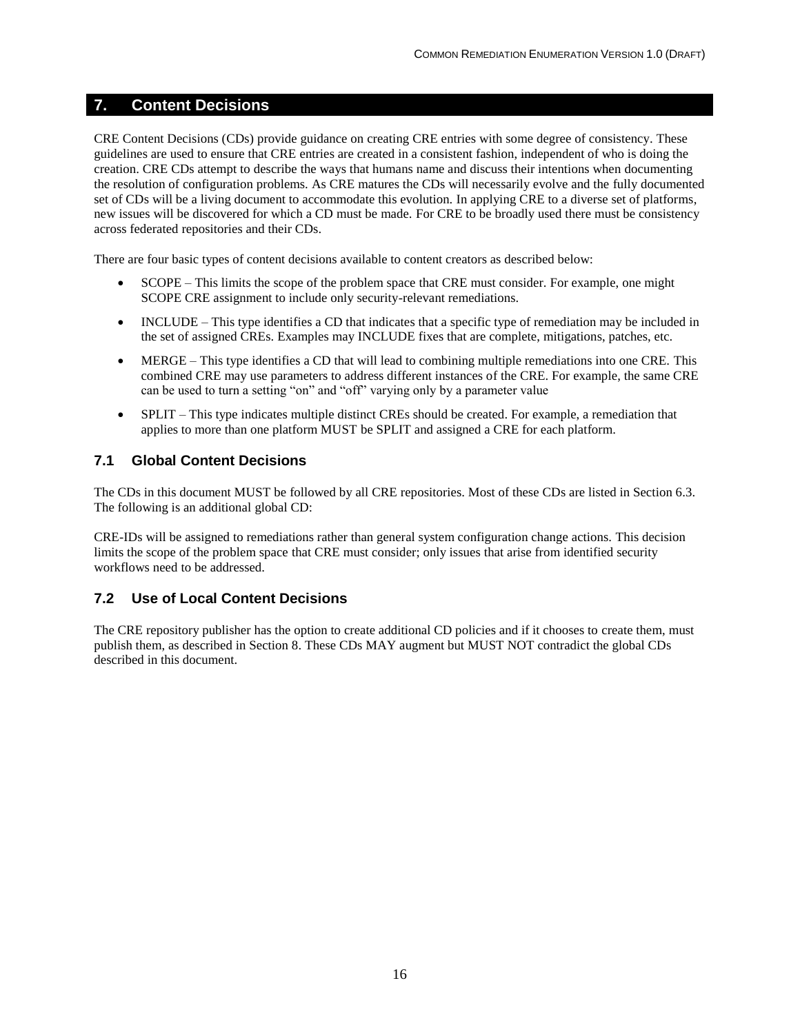## 7. Content Decisions

CRE Content Decisions (CDs) provide guidance on creating CRE entries with some degree of consistency. These guidelines are used to ensure that CRE entries are created in a consistent fashion, independent of who is doing the creation. CRE CDs attempt to describe the ways that humans name and discuss their intentions when documenting the resolution of configuration problems. As CRE matures the CDs will necessarily evolve and the fully documented set of CDs will be a living document to accommodate this evolution. In applying CRE to a diverse set of platforms, new issues will be discovered for which a CD must be made. For CRE to be broadly used there must be consistency across federated repositories and their CDs.

There are four basic types of content decisions available to content creators as described below:

- SCOPE – This limits the scope of the problem space that CRE must consider. For example, one might SCOPE CRE assignment to include only security-relevant remediations.
- INCLUDE – This type identifies a CD that indicates that a specific type of remediation may be included in the set of assigned CREs. Examples may INCLUDE fixes that are complete, mitigations, patches, etc.
- MERGE – This type identifies a CD that will lead to combining multiple remediations into one CRE. This combined CRE may use parameters to address different instances of the CRE. For example, the same CRE can be used to turn a setting "on" and "off" varying only by a parameter value
- SPLIT – This type indicates multiple distinct CREs should be created. For example, a remediation that applies to more than one platform MUST be SPLIT and assigned a CRE for each platform.

### 7.1 Global Content Decisions

The CDs in this document MUST be followed by all CRE repositories. Most of these CDs are listed in Section 6.3. The following is an additional global CD:

CRE-IDs will be assigned to remediations rather than general system configuration change actions. This decision limits the scope of the problem space that CRE must consider; only issues that arise from identified security workflows need to be addressed.

### 7.2 Use of Local Content Decisions

The CRE repository publisher has the option to create additional CD policies and if it chooses to create them, must publish them, as described in Section 8. These CDs MAY augment but MUST NOT contradict the global CDs described in this document.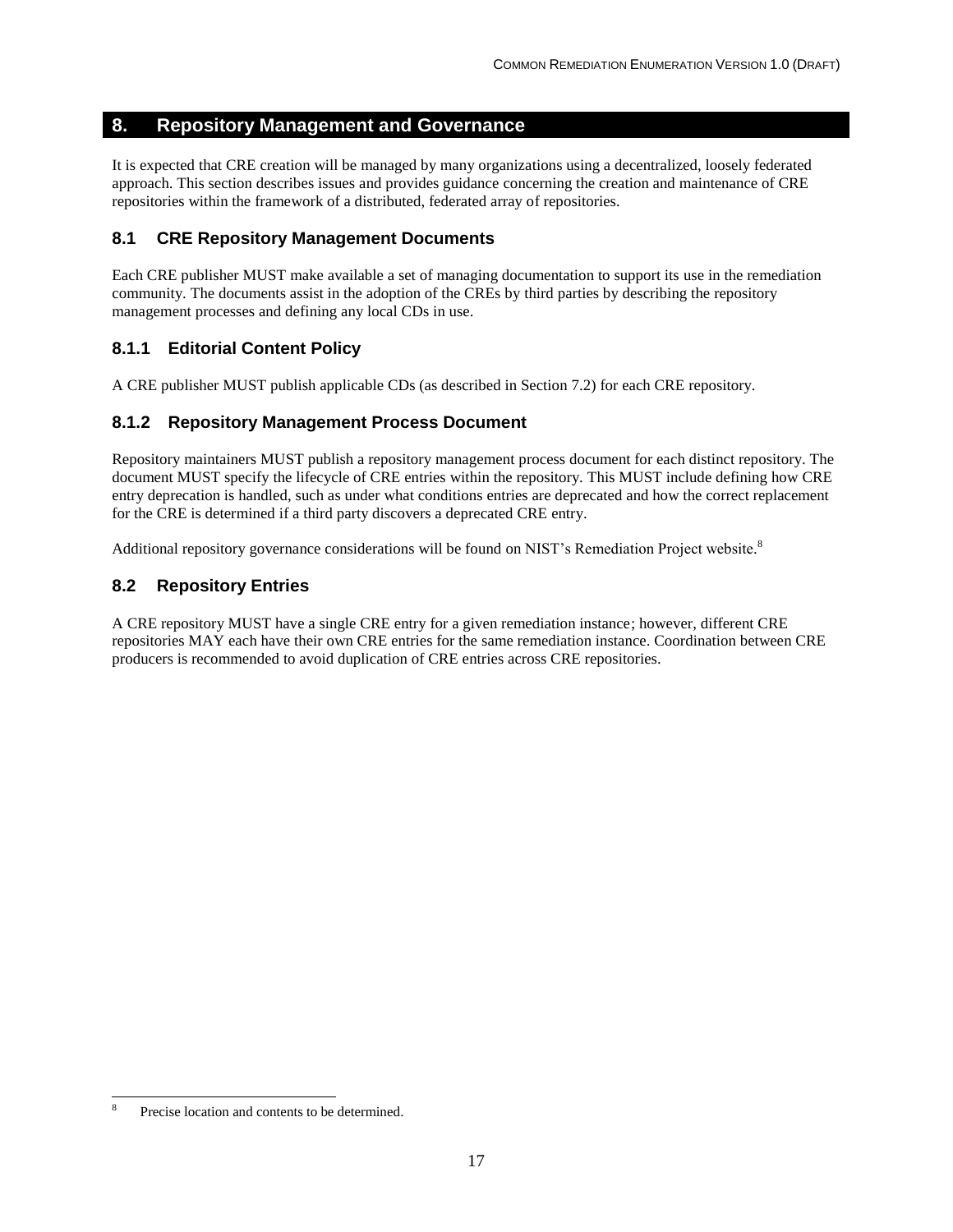# 8. Repository Management and Governance

It is expected that CRE creation will be managed by many organizations using a decentralized, loosely federated approach. This section describes issues and provides guidance concerning the creation and maintenance of CRE repositories within the framework of a distributed, federated array of repositories.

## 8.1 CRE Repository Management Documents

Each CRE publisher MUST make available a set of managing documentation to support its use in the remediation community. The documents assist in the adoption of the CREs by third parties by describing the repository management processes and defining any local CDs in use.

### 8.1.1 Editorial Content Policy

A CRE publisher MUST publish applicable CDs (as described in Section 7.2) for each CRE repository.

### 8.1.2 Repository Management Process Document

Repository maintainers MUST publish a repository management process document for each distinct repository. The document MUST specify the lifecycle of CRE entries within the repository. This MUST include defining how CRE entry deprecation is handled, such as under what conditions entries are deprecated and how the correct replacement for the CRE is determined if a third party discovers a deprecated CRE entry.

Additional repository governance considerations will be found on NIST's Remediation Project website.[8]

## 8.2 Repository Entries

A CRE repository MUST have a single CRE entry for a given remediation instance; however, different CRE repositories MAY each have their own CRE entries for the same remediation instance. Coordination between CRE producers is recommended to avoid duplication of CRE entries across CRE repositories.

---

[8] Precise location and contents to be determined.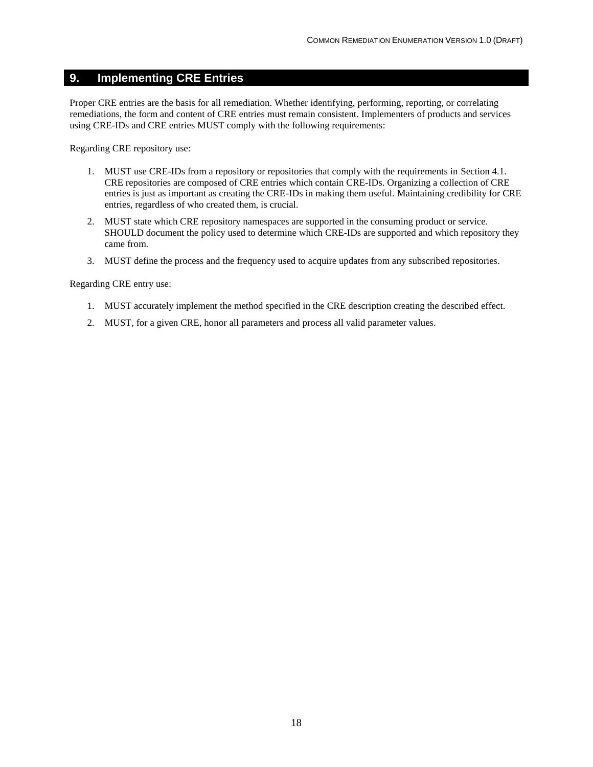# 9. Implementing CRE Entries

Proper CRE entries are the basis for all remediation. Whether identifying, performing, reporting, or correlating remediations, the form and content of CRE entries must remain consistent. Implementers of products and services using CRE-IDs and CRE entries MUST comply with the following requirements:

Regarding CRE repository use:

1. MUST use CRE-IDs from a repository or repositories that comply with the requirements in Section 4.1. CRE repositories are composed of CRE entries which contain CRE-IDs. Organizing a collection of CRE entries is just as important as creating the CRE-IDs in making them useful. Maintaining credibility for CRE entries, regardless of who created them, is crucial.
2. MUST state which CRE repository namespaces are supported in the consuming product or service. SHOULD document the policy used to determine which CRE-IDs are supported and which repository they came from.
3. MUST define the process and the frequency used to acquire updates from any subscribed repositories.

Regarding CRE entry use:

1. MUST accurately implement the method specified in the CRE description creating the described effect.
2. MUST, for a given CRE, honor all parameters and process all valid parameter values.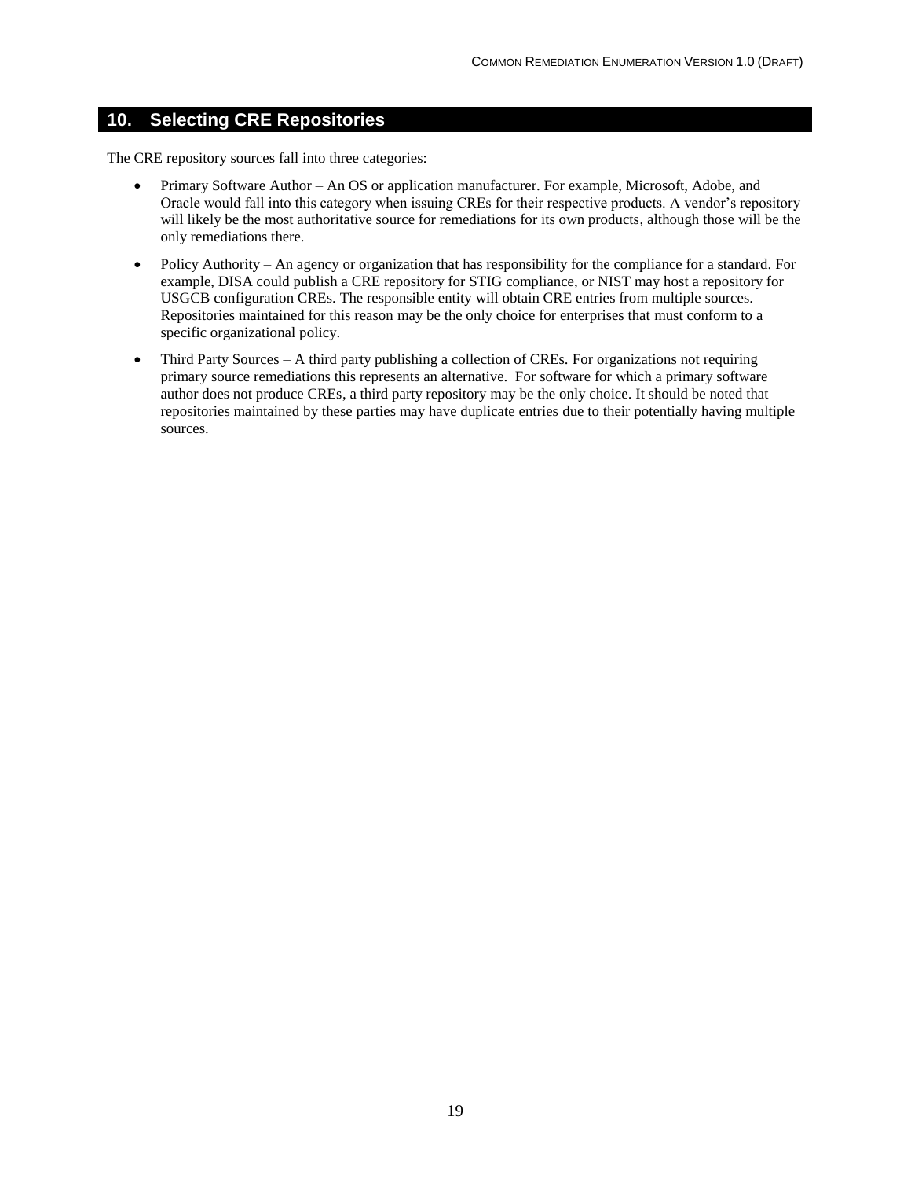## 10. Selecting CRE Repositories

The CRE repository sources fall into three categories:

- Primary Software Author – An OS or application manufacturer. For example, Microsoft, Adobe, and Oracle would fall into this category when issuing CREs for their respective products. A vendor's repository will likely be the most authoritative source for remediations for its own products, although those will be the only remediations there.
- Policy Authority – An agency or organization that has responsibility for the compliance for a standard. For example, DISA could publish a CRE repository for STIG compliance, or NIST may host a repository for USGCB configuration CREs. The responsible entity will obtain CRE entries from multiple sources. Repositories maintained for this reason may be the only choice for enterprises that must conform to a specific organizational policy.
- Third Party Sources – A third party publishing a collection of CREs. For organizations not requiring primary source remediations this represents an alternative. For software for which a primary software author does not produce CREs, a third party repository may be the only choice. It should be noted that repositories maintained by these parties may have duplicate entries due to their potentially having multiple sources.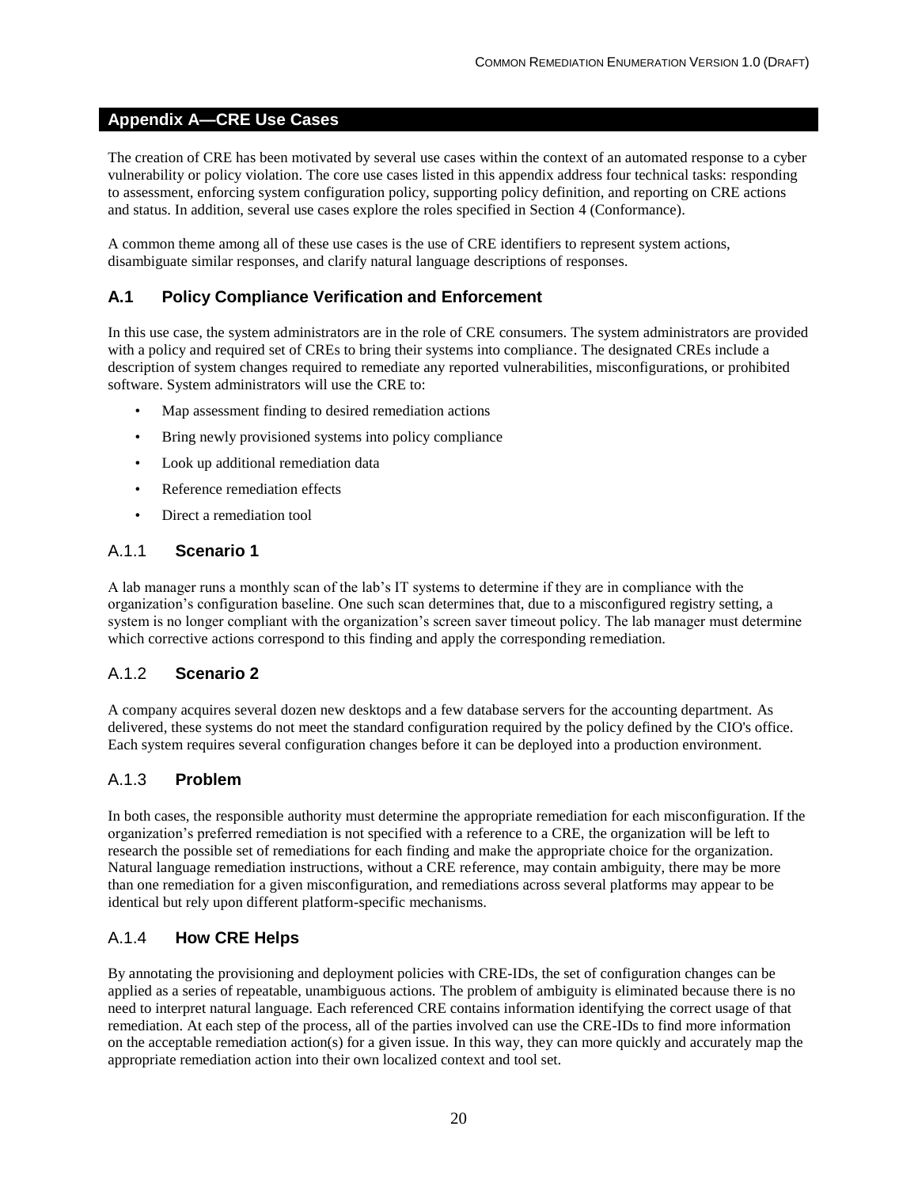# Appendix A—CRE Use Cases

The creation of CRE has been motivated by several use cases within the context of an automated response to a cyber vulnerability or policy violation. The core use cases listed in this appendix address four technical tasks: responding to assessment, enforcing system configuration policy, supporting policy definition, and reporting on CRE actions and status. In addition, several use cases explore the roles specified in Section 4 (Conformance).

A common theme among all of these use cases is the use of CRE identifiers to represent system actions, disambiguate similar responses, and clarify natural language descriptions of responses.

## A.1 Policy Compliance Verification and Enforcement

In this use case, the system administrators are in the role of CRE consumers. The system administrators are provided with a policy and required set of CREs to bring their systems into compliance. The designated CREs include a description of system changes required to remediate any reported vulnerabilities, misconfigurations, or prohibited software. System administrators will use the CRE to:

- Map assessment finding to desired remediation actions
- Bring newly provisioned systems into policy compliance
- Look up additional remediation data
- Reference remediation effects
- Direct a remediation tool

### A.1.1 Scenario 1

A lab manager runs a monthly scan of the lab's IT systems to determine if they are in compliance with the organization's configuration baseline. One such scan determines that, due to a misconfigured registry setting, a system is no longer compliant with the organization's screen saver timeout policy. The lab manager must determine which corrective actions correspond to this finding and apply the corresponding remediation.

### A.1.2 Scenario 2

A company acquires several dozen new desktops and a few database servers for the accounting department. As delivered, these systems do not meet the standard configuration required by the policy defined by the CIO's office. Each system requires several configuration changes before it can be deployed into a production environment.

### A.1.3 Problem

In both cases, the responsible authority must determine the appropriate remediation for each misconfiguration. If the organization's preferred remediation is not specified with a reference to a CRE, the organization will be left to research the possible set of remediations for each finding and make the appropriate choice for the organization. Natural language remediation instructions, without a CRE reference, may contain ambiguity, there may be more than one remediation for a given misconfiguration, and remediations across several platforms may appear to be identical but rely upon different platform-specific mechanisms.

### A.1.4 How CRE Helps

By annotating the provisioning and deployment policies with CRE-IDs, the set of configuration changes can be applied as a series of repeatable, unambiguous actions. The problem of ambiguity is eliminated because there is no need to interpret natural language. Each referenced CRE contains information identifying the correct usage of that remediation. At each step of the process, all of the parties involved can use the CRE-IDs to find more information on the acceptable remediation action(s) for a given issue. In this way, they can more quickly and accurately map the appropriate remediation action into their own localized context and tool set.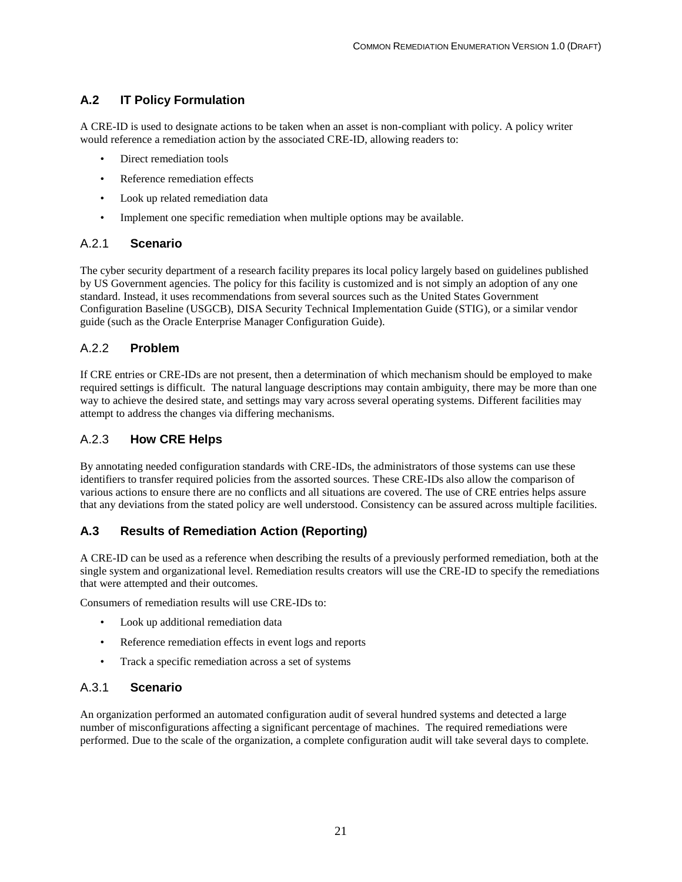## A.2 IT Policy Formulation

A CRE-ID is used to designate actions to be taken when an asset is non-compliant with policy. A policy writer would reference a remediation action by the associated CRE-ID, allowing readers to:

- Direct remediation tools
- Reference remediation effects
- Look up related remediation data
- Implement one specific remediation when multiple options may be available.

### A.2.1 Scenario

The cyber security department of a research facility prepares its local policy largely based on guidelines published by US Government agencies. The policy for this facility is customized and is not simply an adoption of any one standard. Instead, it uses recommendations from several sources such as the United States Government Configuration Baseline (USGCB), DISA Security Technical Implementation Guide (STIG), or a similar vendor guide (such as the Oracle Enterprise Manager Configuration Guide).

### A.2.2 Problem

If CRE entries or CRE-IDs are not present, then a determination of which mechanism should be employed to make required settings is difficult. The natural language descriptions may contain ambiguity, there may be more than one way to achieve the desired state, and settings may vary across several operating systems. Different facilities may attempt to address the changes via differing mechanisms.

### A.2.3 How CRE Helps

By annotating needed configuration standards with CRE-IDs, the administrators of those systems can use these identifiers to transfer required policies from the assorted sources. These CRE-IDs also allow the comparison of various actions to ensure there are no conflicts and all situations are covered. The use of CRE entries helps assure that any deviations from the stated policy are well understood. Consistency can be assured across multiple facilities.

## A.3 Results of Remediation Action (Reporting)

A CRE-ID can be used as a reference when describing the results of a previously performed remediation, both at the single system and organizational level. Remediation results creators will use the CRE-ID to specify the remediations that were attempted and their outcomes.

Consumers of remediation results will use CRE-IDs to:

- Look up additional remediation data
- Reference remediation effects in event logs and reports
- Track a specific remediation across a set of systems

### A.3.1 Scenario

An organization performed an automated configuration audit of several hundred systems and detected a large number of misconfigurations affecting a significant percentage of machines. The required remediations were performed. Due to the scale of the organization, a complete configuration audit will take several days to complete.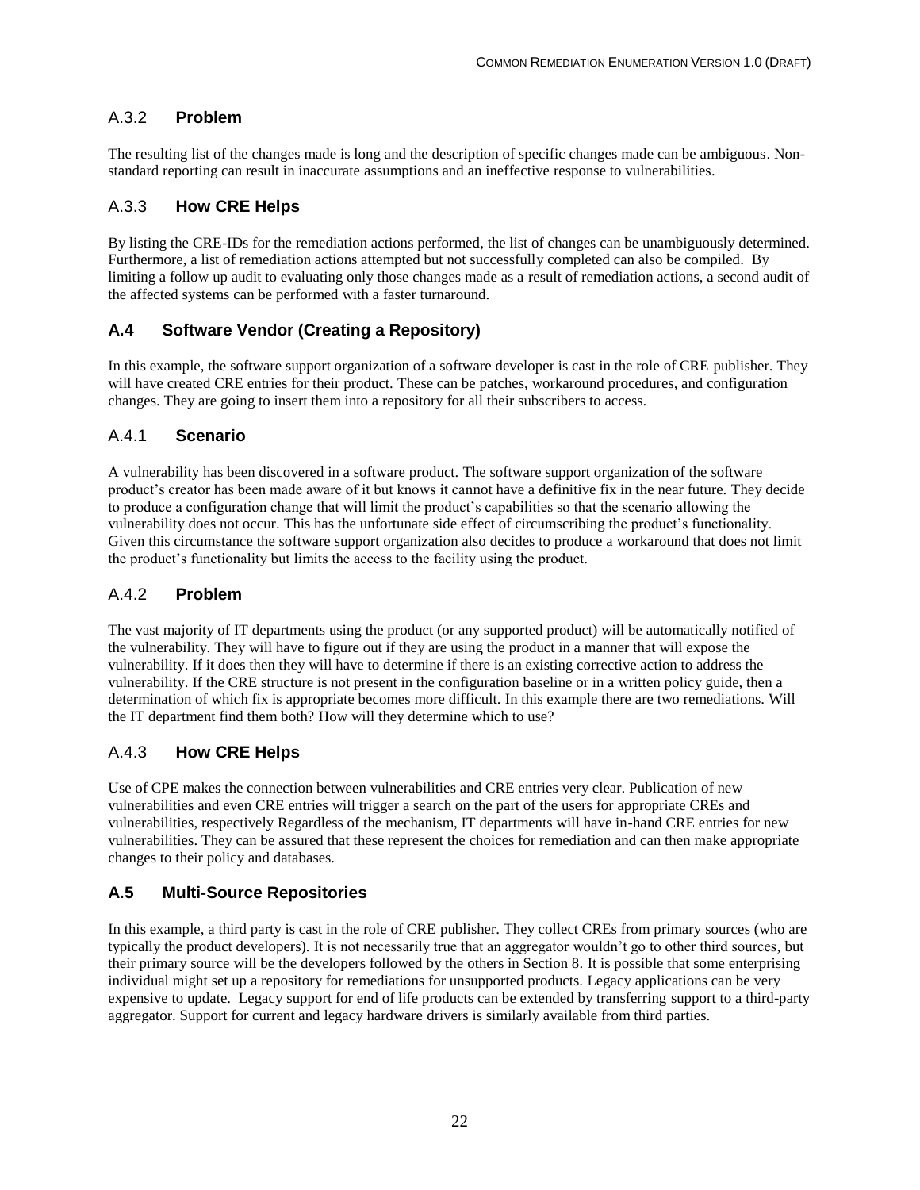### A.3.2 **Problem**

The resulting list of the changes made is long and the description of specific changes made can be ambiguous. Non-standard reporting can result in inaccurate assumptions and an ineffective response to vulnerabilities.

### A.3.3 **How CRE Helps**

By listing the CRE-IDs for the remediation actions performed, the list of changes can be unambiguously determined. Furthermore, a list of remediation actions attempted but not successfully completed can also be compiled. By limiting a follow up audit to evaluating only those changes made as a result of remediation actions, a second audit of the affected systems can be performed with a faster turnaround.

## **A.4 Software Vendor (Creating a Repository)**

In this example, the software support organization of a software developer is cast in the role of CRE publisher. They will have created CRE entries for their product. These can be patches, workaround procedures, and configuration changes. They are going to insert them into a repository for all their subscribers to access.

### A.4.1 **Scenario**

A vulnerability has been discovered in a software product. The software support organization of the software product's creator has been made aware of it but knows it cannot have a definitive fix in the near future. They decide to produce a configuration change that will limit the product's capabilities so that the scenario allowing the vulnerability does not occur. This has the unfortunate side effect of circumscribing the product's functionality. Given this circumstance the software support organization also decides to produce a workaround that does not limit the product's functionality but limits the access to the facility using the product.

### A.4.2 **Problem**

The vast majority of IT departments using the product (or any supported product) will be automatically notified of the vulnerability. They will have to figure out if they are using the product in a manner that will expose the vulnerability. If it does then they will have to determine if there is an existing corrective action to address the vulnerability. If the CRE structure is not present in the configuration baseline or in a written policy guide, then a determination of which fix is appropriate becomes more difficult. In this example there are two remediations. Will the IT department find them both? How will they determine which to use?

### A.4.3 **How CRE Helps**

Use of CPE makes the connection between vulnerabilities and CRE entries very clear. Publication of new vulnerabilities and even CRE entries will trigger a search on the part of the users for appropriate CREs and vulnerabilities, respectively Regardless of the mechanism, IT departments will have in-hand CRE entries for new vulnerabilities. They can be assured that these represent the choices for remediation and can then make appropriate changes to their policy and databases.

## **A.5 Multi-Source Repositories**

In this example, a third party is cast in the role of CRE publisher. They collect CREs from primary sources (who are typically the product developers). It is not necessarily true that an aggregator wouldn't go to other third sources, but their primary source will be the developers followed by the others in Section 8. It is possible that some enterprising individual might set up a repository for remediations for unsupported products. Legacy applications can be very expensive to update. Legacy support for end of life products can be extended by transferring support to a third-party aggregator. Support for current and legacy hardware drivers is similarly available from third parties.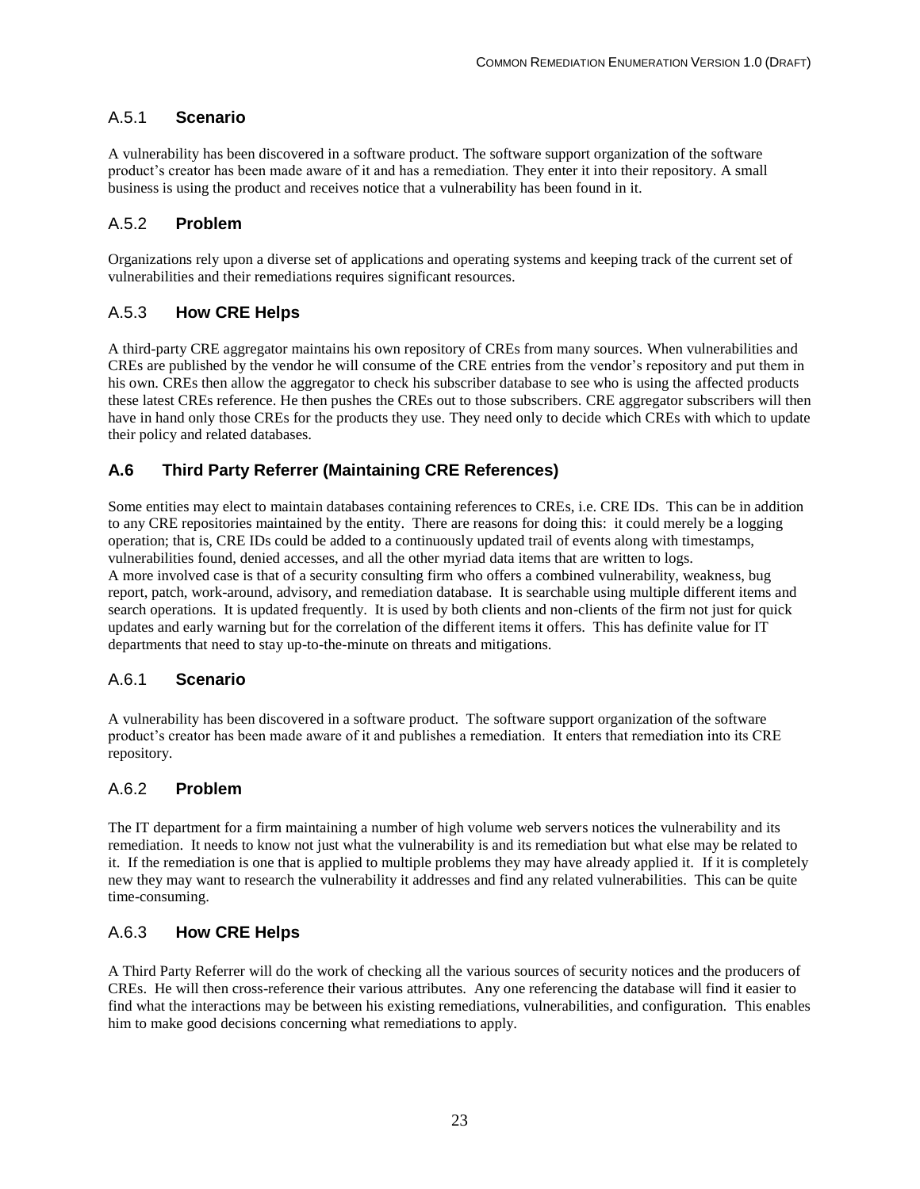### A.5.1 **Scenario**

A vulnerability has been discovered in a software product. The software support organization of the software product's creator has been made aware of it and has a remediation. They enter it into their repository. A small business is using the product and receives notice that a vulnerability has been found in it.

### A.5.2 **Problem**

Organizations rely upon a diverse set of applications and operating systems and keeping track of the current set of vulnerabilities and their remediations requires significant resources.

### A.5.3 **How CRE Helps**

A third-party CRE aggregator maintains his own repository of CREs from many sources. When vulnerabilities and CREs are published by the vendor he will consume of the CRE entries from the vendor's repository and put them in his own. CREs then allow the aggregator to check his subscriber database to see who is using the affected products these latest CREs reference. He then pushes the CREs out to those subscribers. CRE aggregator subscribers will then have in hand only those CREs for the products they use. They need only to decide which CREs with which to update their policy and related databases.

## **A.6 Third Party Referrer (Maintaining CRE References)**

Some entities may elect to maintain databases containing references to CREs, i.e. CRE IDs. This can be in addition to any CRE repositories maintained by the entity. There are reasons for doing this: it could merely be a logging operation; that is, CRE IDs could be added to a continuously updated trail of events along with timestamps, vulnerabilities found, denied accesses, and all the other myriad data items that are written to logs.
A more involved case is that of a security consulting firm who offers a combined vulnerability, weakness, bug report, patch, work-around, advisory, and remediation database. It is searchable using multiple different items and search operations. It is updated frequently. It is used by both clients and non-clients of the firm not just for quick updates and early warning but for the correlation of the different items it offers. This has definite value for IT departments that need to stay up-to-the-minute on threats and mitigations.

### A.6.1 **Scenario**

A vulnerability has been discovered in a software product. The software support organization of the software product's creator has been made aware of it and publishes a remediation. It enters that remediation into its CRE repository.

### A.6.2 **Problem**

The IT department for a firm maintaining a number of high volume web servers notices the vulnerability and its remediation. It needs to know not just what the vulnerability is and its remediation but what else may be related to it. If the remediation is one that is applied to multiple problems they may have already applied it. If it is completely new they may want to research the vulnerability it addresses and find any related vulnerabilities. This can be quite time-consuming.

### A.6.3 **How CRE Helps**

A Third Party Referrer will do the work of checking all the various sources of security notices and the producers of CREs. He will then cross-reference their various attributes. Any one referencing the database will find it easier to find what the interactions may be between his existing remediations, vulnerabilities, and configuration. This enables him to make good decisions concerning what remediations to apply.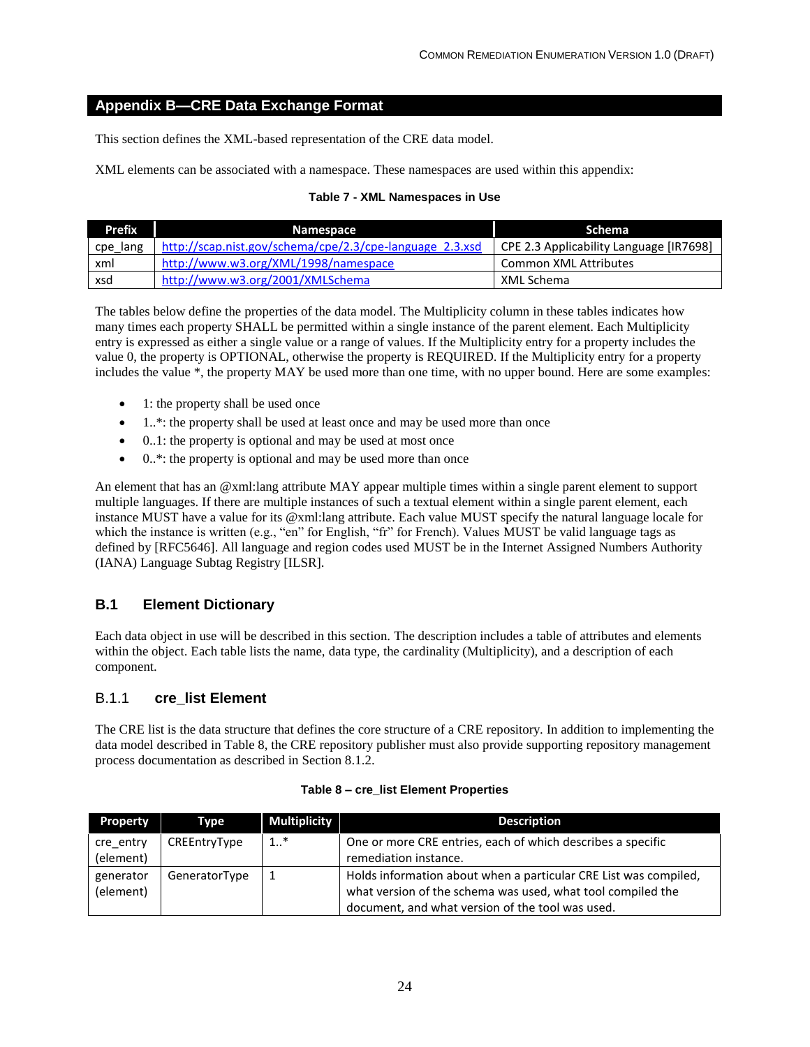## Appendix B—CRE Data Exchange Format

This section defines the XML-based representation of the CRE data model.

XML elements can be associated with a namespace. These namespaces are used within this appendix:

**Table 7 - XML Namespaces in Use**

| Prefix | Namespace | Schema |
| --- | --- | --- |
| cpe_lang | http://scap.nist.gov/schema/cpe/2.3/cpe-language_2.3.xsd | CPE 2.3 Applicability Language [IR7698] |
| xml | http://www.w3.org/XML/1998/namespace | Common XML Attributes |
| xsd | http://www.w3.org/2001/XMLSchema | XML Schema |

The tables below define the properties of the data model. The Multiplicity column in these tables indicates how many times each property SHALL be permitted within a single instance of the parent element. Each Multiplicity entry is expressed as either a single value or a range of values. If the Multiplicity entry for a property includes the value 0, the property is OPTIONAL, otherwise the property is REQUIRED. If the Multiplicity entry for a property includes the value *, the property MAY be used more than one time, with no upper bound. Here are some examples:

- 1: the property shall be used once
- 1..*: the property shall be used at least once and may be used more than once
- 0..1: the property is optional and may be used at most once
- 0..*: the property is optional and may be used more than once

An element that has an @xml:lang attribute MAY appear multiple times within a single parent element to support multiple languages. If there are multiple instances of such a textual element within a single parent element, each instance MUST have a value for its @xml:lang attribute. Each value MUST specify the natural language locale for which the instance is written (e.g., "en" for English, "fr" for French). Values MUST be valid language tags as defined by [RFC5646]. All language and region codes used MUST be in the Internet Assigned Numbers Authority (IANA) Language Subtag Registry [ILSR].

### B.1 Element Dictionary

Each data object in use will be described in this section. The description includes a table of attributes and elements within the object. Each table lists the name, data type, the cardinality (Multiplicity), and a description of each component.

#### B.1.1 cre_list Element

The CRE list is the data structure that defines the core structure of a CRE repository. In addition to implementing the data model described in Table 8, the CRE repository publisher must also provide supporting repository management process documentation as described in Section 8.1.2.

**Table 8 – cre_list Element Properties**

| Property | Type | Multiplicity | Description |
| --- | --- | --- | --- |
| cre_entry (element) | CREEntryType | 1..* | One or more CRE entries, each of which describes a specific remediation instance. |
| generator (element) | GeneratorType | 1 | Holds information about when a particular CRE List was compiled, what version of the schema was used, what tool compiled the document, and what version of the tool was used. |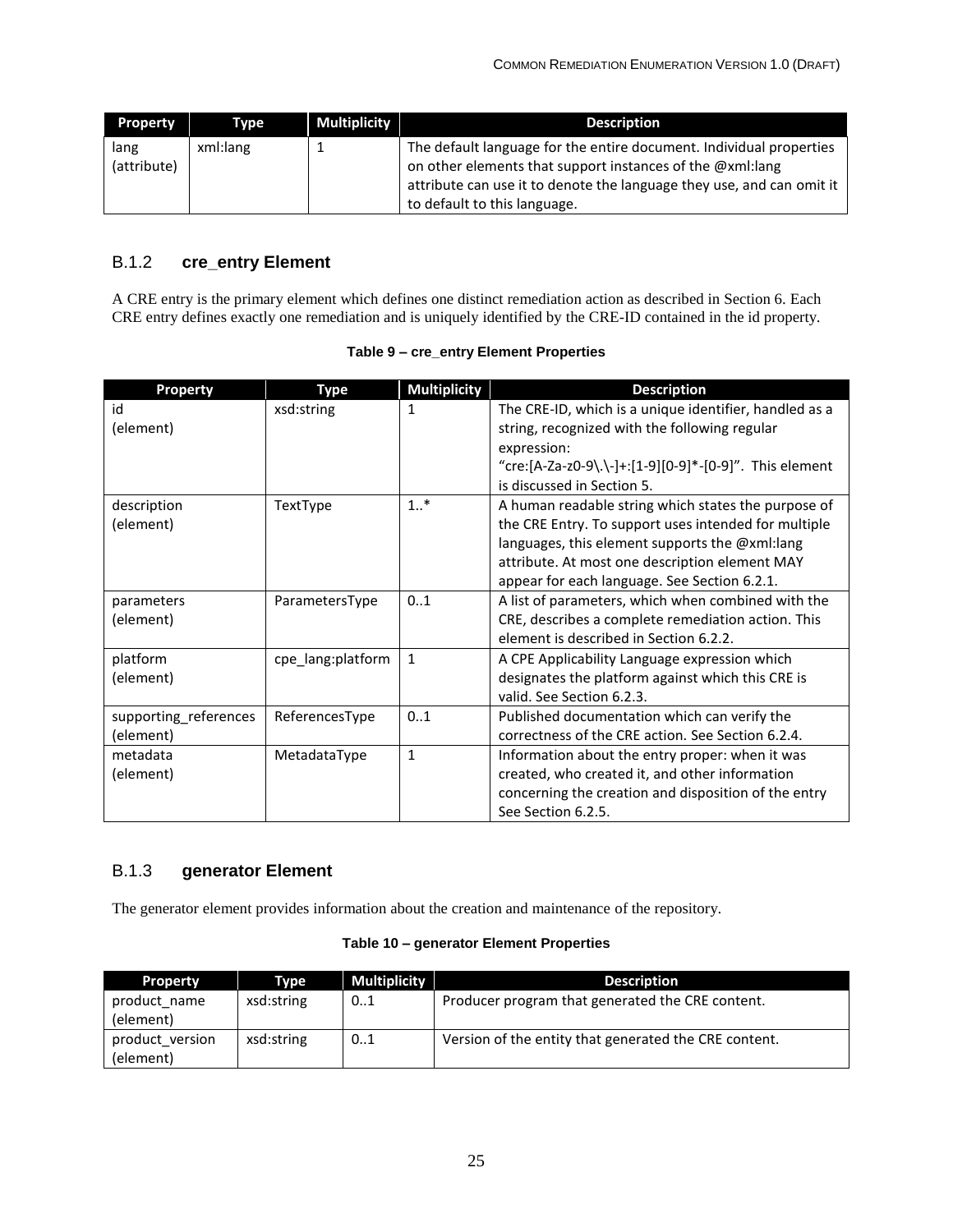| Property | Type | Multiplicity | Description |
|---|---|---|---|
| lang (attribute) | xml:lang | 1 | The default language for the entire document. Individual properties on other elements that support instances of the @xml:lang attribute can use it to denote the language they use, and can omit it to default to this language. |

### B.1.2 cre_entry Element

A CRE entry is the primary element which defines one distinct remediation action as described in Section 6. Each CRE entry defines exactly one remediation and is uniquely identified by the CRE-ID contained in the id property.

**Table 9 – cre_entry Element Properties**

| Property | Type | Multiplicity | Description |
|---|---|---|---|
| id (element) | xsd:string | 1 | The CRE-ID, which is a unique identifier, handled as a string, recognized with the following regular expression: "cre:[A-Za-z0-9\.\-]+:[1-9][0-9]*-[0-9]". This element is discussed in Section 5. |
| description (element) | TextType | 1..* | A human readable string which states the purpose of the CRE Entry. To support uses intended for multiple languages, this element supports the @xml:lang attribute. At most one description element MAY appear for each language. See Section 6.2.1. |
| parameters (element) | ParametersType | 0..1 | A list of parameters, which when combined with the CRE, describes a complete remediation action. This element is described in Section 6.2.2. |
| platform (element) | cpe_lang:platform | 1 | A CPE Applicability Language expression which designates the platform against which this CRE is valid. See Section 6.2.3. |
| supporting_references (element) | ReferencesType | 0..1 | Published documentation which can verify the correctness of the CRE action. See Section 6.2.4. |
| metadata (element) | MetadataType | 1 | Information about the entry proper: when it was created, who created it, and other information concerning the creation and disposition of the entry See Section 6.2.5. |

### B.1.3 generator Element

The generator element provides information about the creation and maintenance of the repository.

**Table 10 – generator Element Properties**

| Property | Type | Multiplicity | Description |
|---|---|---|---|
| product_name (element) | xsd:string | 0..1 | Producer program that generated the CRE content. |
| product_version (element) | xsd:string | 0..1 | Version of the entity that generated the CRE content. |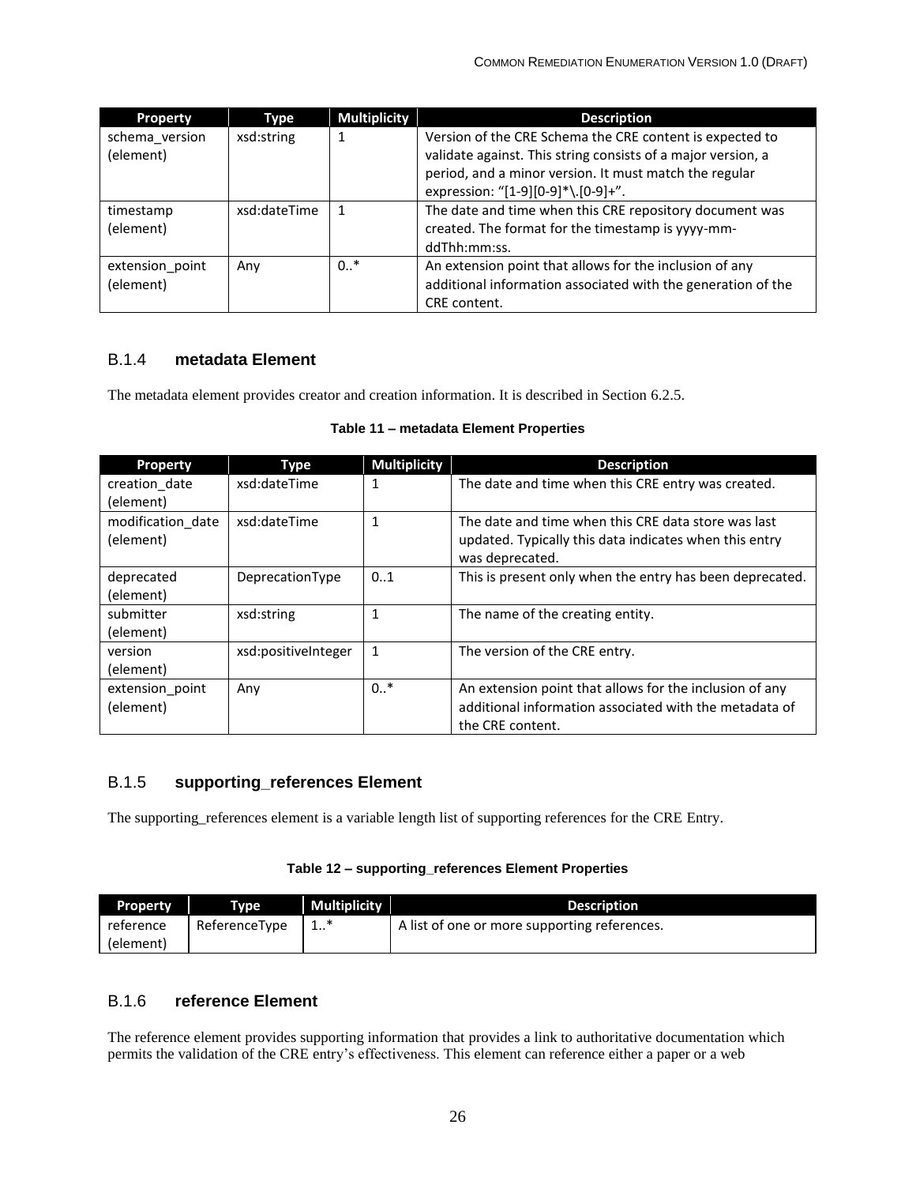| Property | Type | Multiplicity | Description |
| --- | --- | --- | --- |
| schema_version (element) | xsd:string | 1 | Version of the CRE Schema the CRE content is expected to validate against. This string consists of a major version, a period, and a minor version. It must match the regular expression: "[1-9][0-9]*\.[0-9]+". |
| timestamp (element) | xsd:dateTime | 1 | The date and time when this CRE repository document was created. The format for the timestamp is yyyy-mm-ddThh:mm:ss. |
| extension_point (element) | Any | 0..* | An extension point that allows for the inclusion of any additional information associated with the generation of the CRE content. |

### B.1.4 metadata Element

The metadata element provides creator and creation information. It is described in Section 6.2.5.

**Table 11 – metadata Element Properties**

| Property | Type | Multiplicity | Description |
| --- | --- | --- | --- |
| creation_date (element) | xsd:dateTime | 1 | The date and time when this CRE entry was created. |
| modification_date (element) | xsd:dateTime | 1 | The date and time when this CRE data store was last updated. Typically this data indicates when this entry was deprecated. |
| deprecated (element) | DeprecationType | 0..1 | This is present only when the entry has been deprecated. |
| submitter (element) | xsd:string | 1 | The name of the creating entity. |
| version (element) | xsd:positiveInteger | 1 | The version of the CRE entry. |
| extension_point (element) | Any | 0..* | An extension point that allows for the inclusion of any additional information associated with the metadata of the CRE content. |

### B.1.5 supporting_references Element

The supporting_references element is a variable length list of supporting references for the CRE Entry.

**Table 12 – supporting_references Element Properties**

| Property | Type | Multiplicity | Description |
| --- | --- | --- | --- |
| reference (element) | ReferenceType | 1..* | A list of one or more supporting references. |

### B.1.6 reference Element

The reference element provides supporting information that provides a link to authoritative documentation which permits the validation of the CRE entry's effectiveness. This element can reference either a paper or a web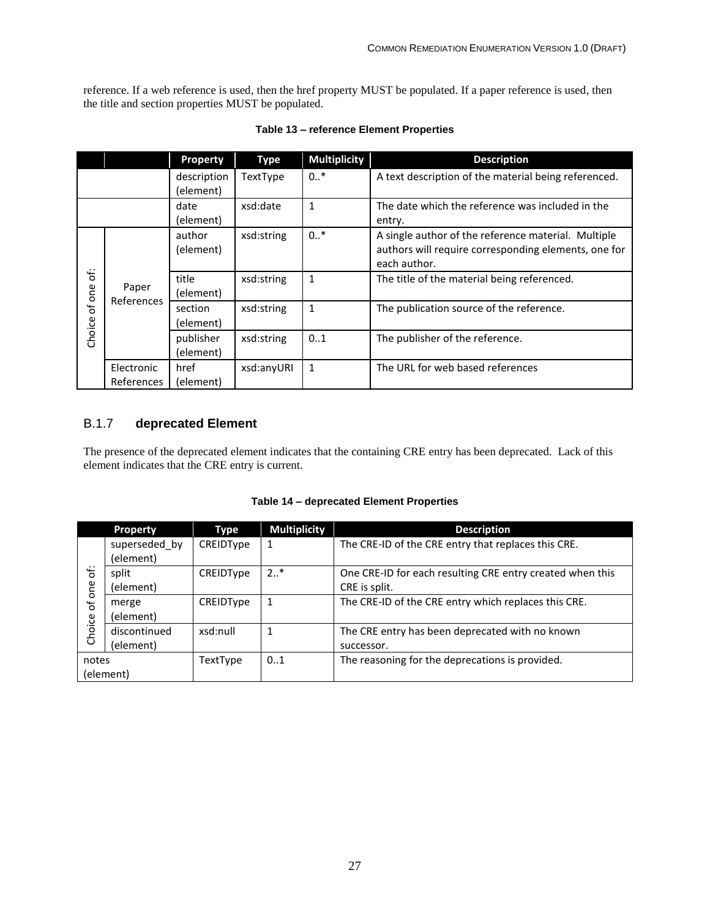reference. If a web reference is used, then the href property MUST be populated. If a paper reference is used, then the title and section properties MUST be populated.

**Table 13 – reference Element Properties**

| | | Property | Type | Multiplicity | Description |
|---|---|---|---|---|---|
| | | description (element) | TextType | 0..* | A text description of the material being referenced. |
| | | date (element) | xsd:date | 1 | The date which the reference was included in the entry. |
| Choice of one of: | Paper References | author (element) | xsd:string | 0..* | A single author of the reference material. Multiple authors will require corresponding elements, one for each author. |
| | | title (element) | xsd:string | 1 | The title of the material being referenced. |
| | | section (element) | xsd:string | 1 | The publication source of the reference. |
| | | publisher (element) | xsd:string | 0..1 | The publisher of the reference. |
| | Electronic References | href (element) | xsd:anyURI | 1 | The URL for web based references |

### B.1.7 deprecated Element

The presence of the deprecated element indicates that the containing CRE entry has been deprecated. Lack of this element indicates that the CRE entry is current.

**Table 14 – deprecated Element Properties**

| | Property | Type | Multiplicity | Description |
|---|---|---|---|---|
| Choice of one of: | superseded_by (element) | CREIDType | 1 | The CRE-ID of the CRE entry that replaces this CRE. |
| | split (element) | CREIDType | 2..* | One CRE-ID for each resulting CRE entry created when this CRE is split. |
| | merge (element) | CREIDType | 1 | The CRE-ID of the CRE entry which replaces this CRE. |
| | discontinued (element) | xsd:null | 1 | The CRE entry has been deprecated with no known successor. |
| notes (element) | | TextType | 0..1 | The reasoning for the deprecations is provided. |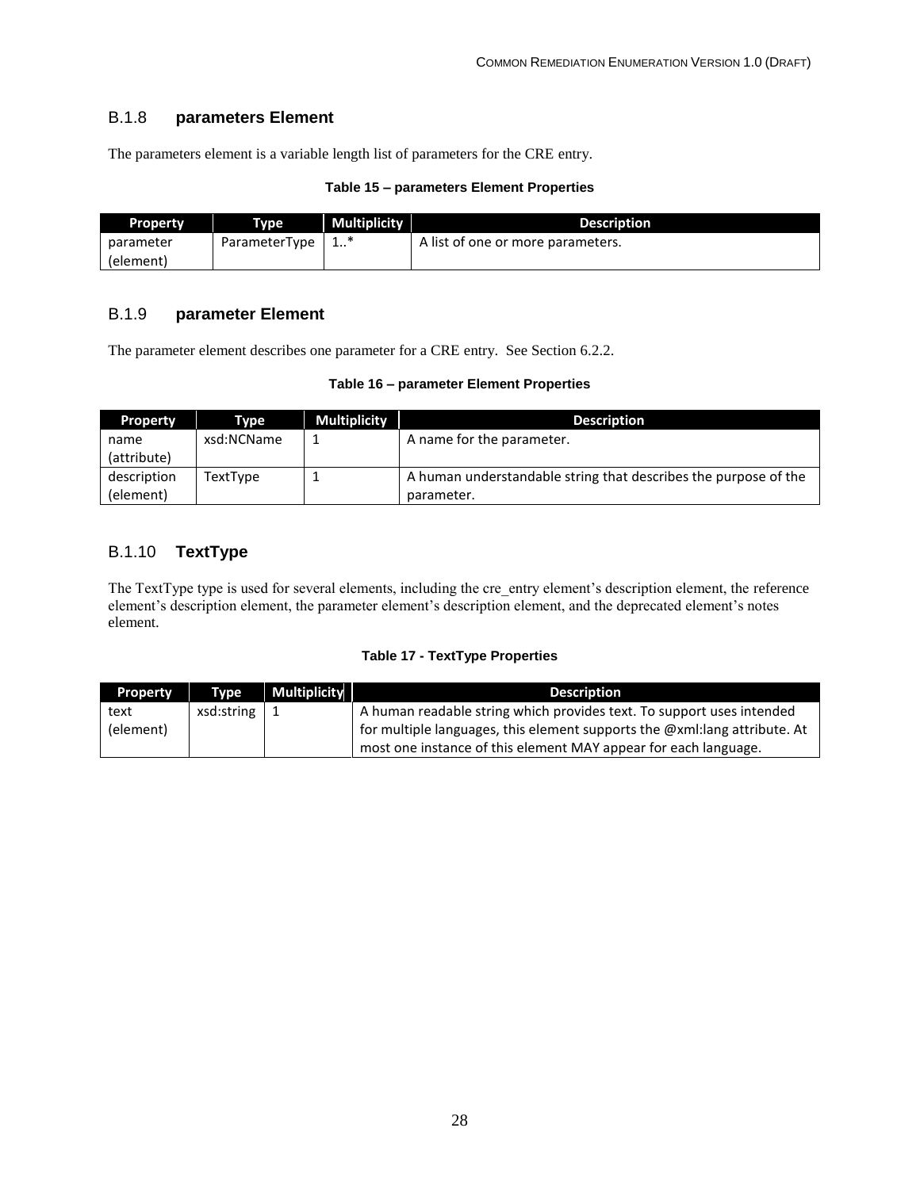### B.1.8 **parameters Element**

The parameters element is a variable length list of parameters for the CRE entry.

**Table 15 – parameters Element Properties**

| Property | Type | Multiplicity | Description |
| --- | --- | --- | --- |
| parameter (element) | ParameterType | 1..* | A list of one or more parameters. |

### B.1.9 **parameter Element**

The parameter element describes one parameter for a CRE entry. See Section 6.2.2.

**Table 16 – parameter Element Properties**

| Property | Type | Multiplicity | Description |
| --- | --- | --- | --- |
| name (attribute) | xsd:NCName | 1 | A name for the parameter. |
| description (element) | TextType | 1 | A human understandable string that describes the purpose of the parameter. |

### B.1.10 **TextType**

The TextType type is used for several elements, including the cre_entry element's description element, the reference element's description element, the parameter element's description element, and the deprecated element's notes element.

**Table 17 - TextType Properties**

| Property | Type | Multiplicity | Description |
| --- | --- | --- | --- |
| text (element) | xsd:string | 1 | A human readable string which provides text. To support uses intended for multiple languages, this element supports the @xml:lang attribute. At most one instance of this element MAY appear for each language. |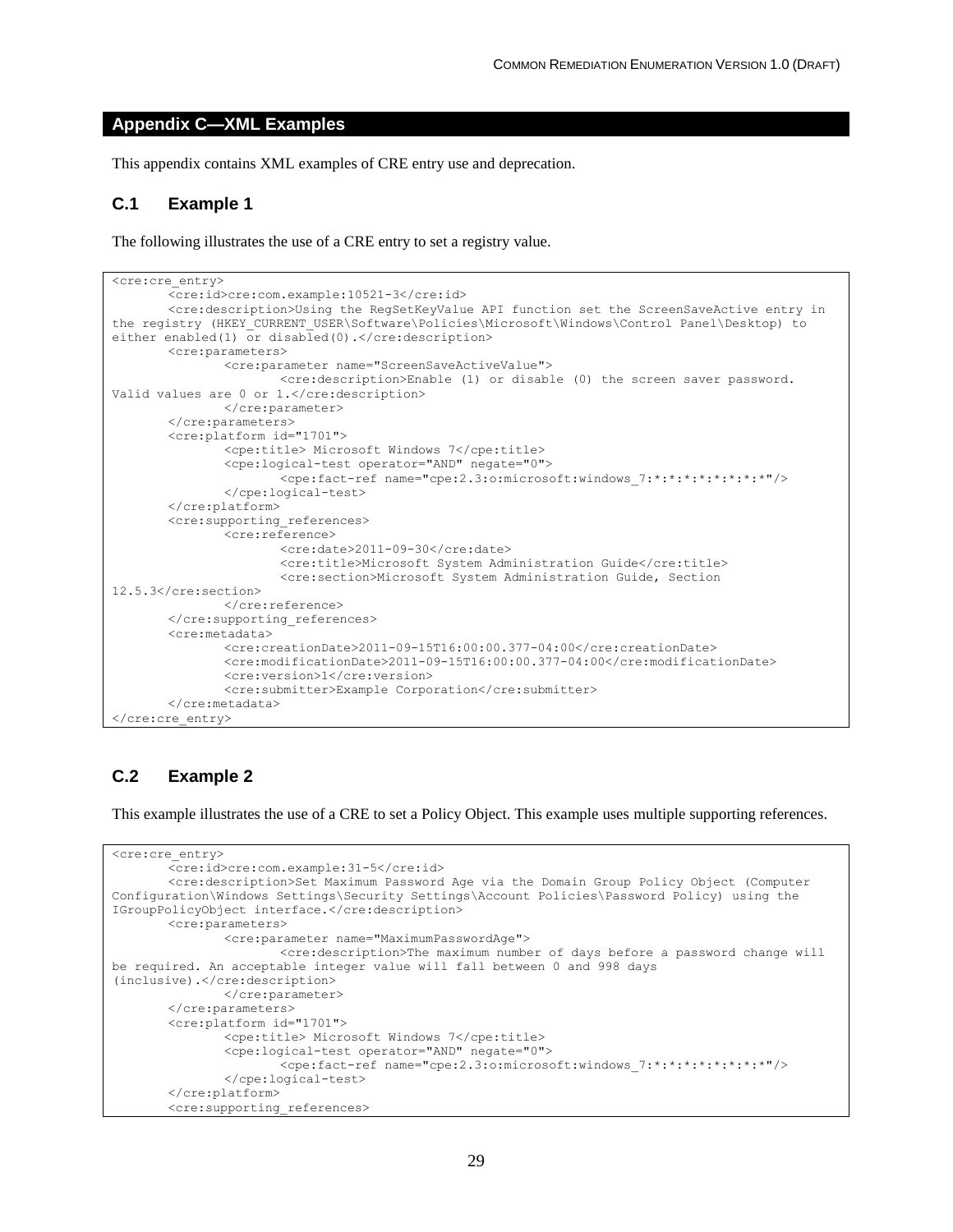# Appendix C—XML Examples

This appendix contains XML examples of CRE entry use and deprecation.

## C.1 Example 1

The following illustrates the use of a CRE entry to set a registry value.

```
<cre:cre_entry>
       <cre:id>cre:com.example:10521-3</cre:id>
       <cre:description>Using the RegSetKeyValue API function set the ScreenSaveActive entry in
the registry (HKEY_CURRENT_USER\Software\Policies\Microsoft\Windows\Control Panel\Desktop) to
either enabled(1) or disabled(0).</cre:description>
       <cre:parameters>
              <cre:parameter name="ScreenSaveActiveValue">
                     <cre:description>Enable (1) or disable (0) the screen saver password.
Valid values are 0 or 1.</cre:description>
              </cre:parameter>
       </cre:parameters>
       <cre:platform id="1701">
              <cpe:title> Microsoft Windows 7</cpe:title>
              <cpe:logical-test operator="AND" negate="0">
                     <cpe:fact-ref name="cpe:2.3:o:microsoft:windows_7:*:*:*:*:*:*:*:*"/>
              </cpe:logical-test>
       </cre:platform>
       <cre:supporting_references>
              <cre:reference>
                     <cre:date>2011-09-30</cre:date>
                     <cre:title>Microsoft System Administration Guide</cre:title>
                     <cre:section>Microsoft System Administration Guide, Section
12.5.3</cre:section>
              </cre:reference>
       </cre:supporting_references>
       <cre:metadata>
              <cre:creationDate>2011-09-15T16:00:00.377-04:00</cre:creationDate>
              <cre:modificationDate>2011-09-15T16:00:00.377-04:00</cre:modificationDate>
              <cre:version>1</cre:version>
              <cre:submitter>Example Corporation</cre:submitter>
       </cre:metadata>
</cre:cre_entry>
```

## C.2 Example 2

This example illustrates the use of a CRE to set a Policy Object. This example uses multiple supporting references.

```
<cre:cre_entry>
       <cre:id>cre:com.example:31-5</cre:id>
       <cre:description>Set Maximum Password Age via the Domain Group Policy Object (Computer
Configuration\Windows Settings\Security Settings\Account Policies\Password Policy) using the
IGroupPolicyObject interface.</cre:description>
       <cre:parameters>
              <cre:parameter name="MaximumPasswordAge">
                     <cre:description>The maximum number of days before a password change will
be required. An acceptable integer value will fall between 0 and 998 days
(inclusive).</cre:description>
              </cre:parameter>
       </cre:parameters>
       <cre:platform id="1701">
              <cpe:title> Microsoft Windows 7</cpe:title>
              <cpe:logical-test operator="AND" negate="0">
                     <cpe:fact-ref name="cpe:2.3:o:microsoft:windows_7:*:*:*:*:*:*:*:*"/>
              </cpe:logical-test>
       </cre:platform>
       <cre:supporting_references>
```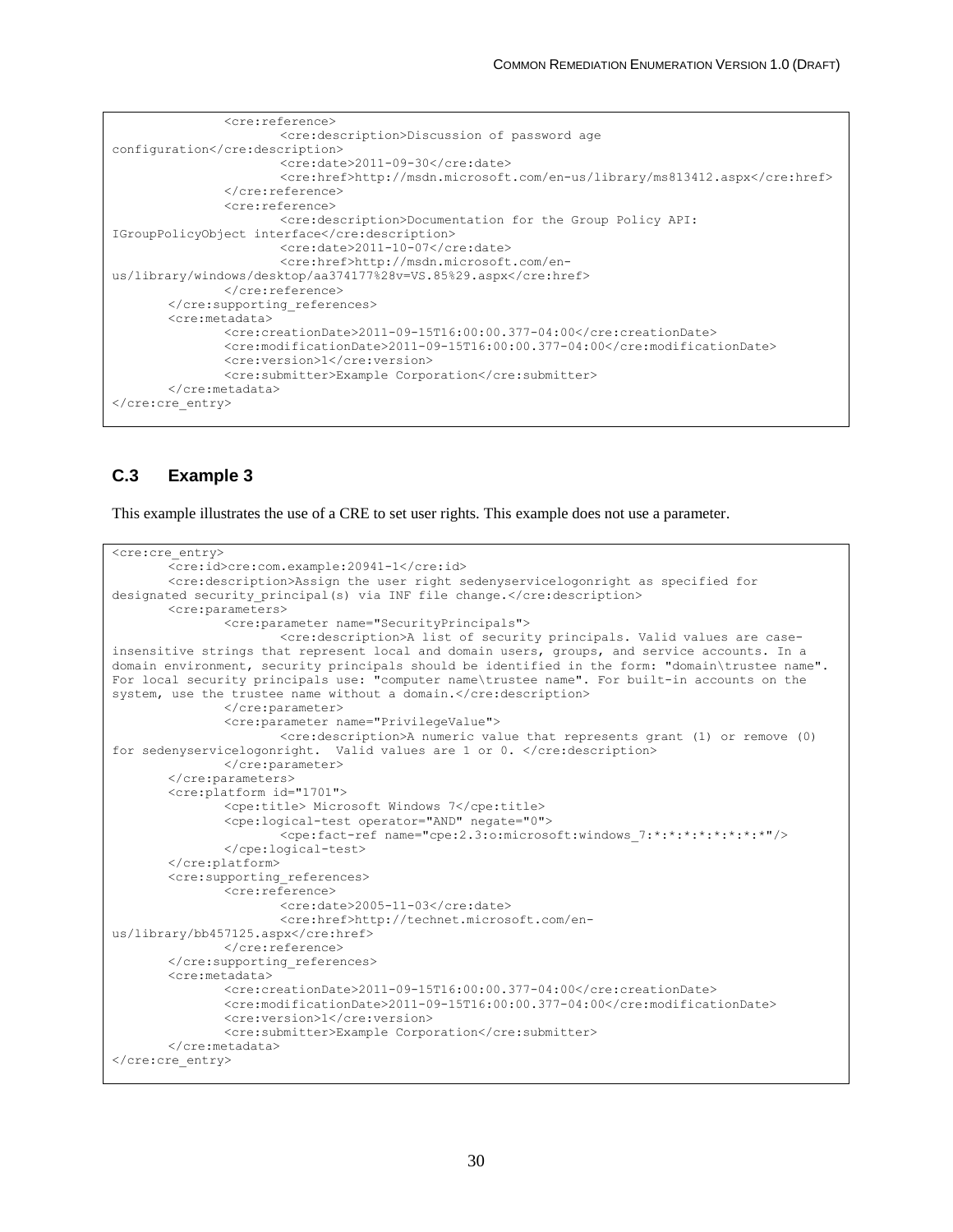```
                <cre:reference>
                        <cre:description>Discussion of password age
configuration</cre:description>
                        <cre:date>2011-09-30</cre:date>
                        <cre:href>http://msdn.microsoft.com/en-us/library/ms813412.aspx</cre:href>
                </cre:reference>
                <cre:reference>
                        <cre:description>Documentation for the Group Policy API:
IGroupPolicyObject interface</cre:description>
                        <cre:date>2011-10-07</cre:date>
                        <cre:href>http://msdn.microsoft.com/en-
us/library/windows/desktop/aa374177%28v=VS.85%29.aspx</cre:href>
                </cre:reference>
        </cre:supporting_references>
        <cre:metadata>
                <cre:creationDate>2011-09-15T16:00:00.377-04:00</cre:creationDate>
                <cre:modificationDate>2011-09-15T16:00:00.377-04:00</cre:modificationDate>
                <cre:version>1</cre:version>
                <cre:submitter>Example Corporation</cre:submitter>
        </cre:metadata>
</cre:cre_entry>
```

## C.3 Example 3

This example illustrates the use of a CRE to set user rights. This example does not use a parameter.

```
<cre:cre_entry>
        <cre:id>cre:com.example:20941-1</cre:id>
        <cre:description>Assign the user right sedenyservicelogonright as specified for
designated security_principal(s) via INF file change.</cre:description>
        <cre:parameters>
                <cre:parameter name="SecurityPrincipals">
                        <cre:description>A list of security principals. Valid values are case-
insensitive strings that represent local and domain users, groups, and service accounts. In a
domain environment, security principals should be identified in the form: "domain\trustee name".
For local security principals use: "computer name\trustee name". For built-in accounts on the
system, use the trustee name without a domain.</cre:description>
                </cre:parameter>
                <cre:parameter name="PrivilegeValue">
                        <cre:description>A numeric value that represents grant (1) or remove (0)
for sedenyservicelogonright.  Valid values are 1 or 0. </cre:description>
                </cre:parameter>
        </cre:parameters>
        <cre:platform id="1701">
                <cpe:title> Microsoft Windows 7</cpe:title>
                <cpe:logical-test operator="AND" negate="0">
                        <cpe:fact-ref name="cpe:2.3:o:microsoft:windows_7:*:*:*:*:*:*:*:*"/>
                </cpe:logical-test>
        </cre:platform>
        <cre:supporting_references>
                <cre:reference>
                        <cre:date>2005-11-03</cre:date>
                        <cre:href>http://technet.microsoft.com/en-
us/library/bb457125.aspx</cre:href>
                </cre:reference>
        </cre:supporting_references>
        <cre:metadata>
                <cre:creationDate>2011-09-15T16:00:00.377-04:00</cre:creationDate>
                <cre:modificationDate>2011-09-15T16:00:00.377-04:00</cre:modificationDate>
                <cre:version>1</cre:version>
                <cre:submitter>Example Corporation</cre:submitter>
        </cre:metadata>
</cre:cre_entry>
```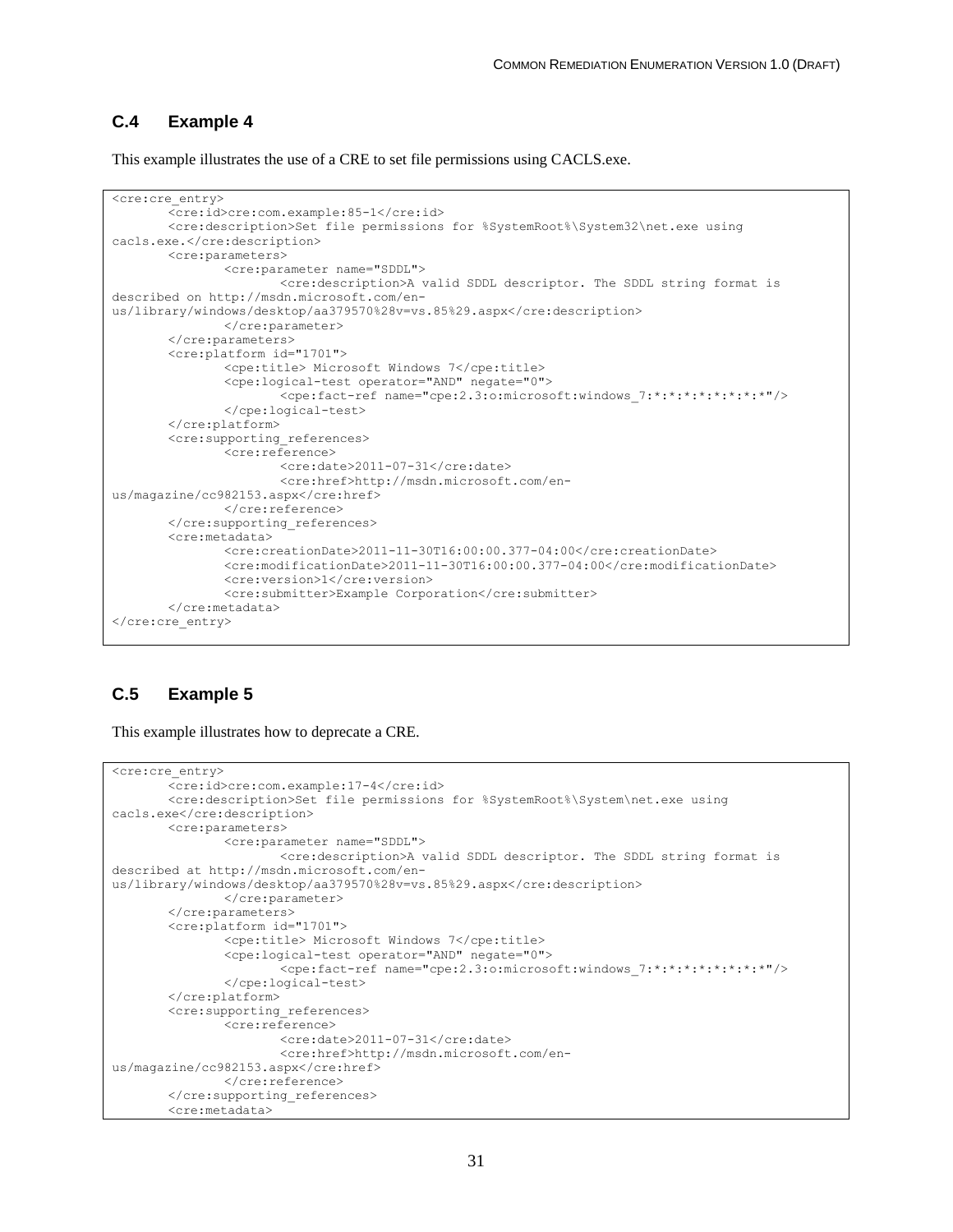## C.4 Example 4

This example illustrates the use of a CRE to set file permissions using CACLS.exe.

```
<cre:cre_entry>
	<cre:id>cre:com.example:85-1</cre:id>
	<cre:description>Set file permissions for %SystemRoot%\System32\net.exe using 
cacls.exe.</cre:description>
	<cre:parameters>
		<cre:parameter name="SDDL">
			<cre:description>A valid SDDL descriptor. The SDDL string format is 
described on http://msdn.microsoft.com/en-
us/library/windows/desktop/aa379570%28v=vs.85%29.aspx</cre:description>
		</cre:parameter>
	</cre:parameters>
	<cre:platform id="1701">
		<cpe:title> Microsoft Windows 7</cpe:title>
		<cpe:logical-test operator="AND" negate="0">
			<cpe:fact-ref name="cpe:2.3:o:microsoft:windows_7:*:*:*:*:*:*:*:*"/>
		</cpe:logical-test>
	</cre:platform>
	<cre:supporting_references>
		<cre:reference>
			<cre:date>2011-07-31</cre:date>
			<cre:href>http://msdn.microsoft.com/en-
us/magazine/cc982153.aspx</cre:href>
		</cre:reference>
	</cre:supporting_references>
	<cre:metadata>
		<cre:creationDate>2011-11-30T16:00:00.377-04:00</cre:creationDate>
		<cre:modificationDate>2011-11-30T16:00:00.377-04:00</cre:modificationDate>
		<cre:version>1</cre:version>
		<cre:submitter>Example Corporation</cre:submitter>
	</cre:metadata>
</cre:cre_entry>
```

## C.5 Example 5

This example illustrates how to deprecate a CRE.

```
<cre:cre_entry>
	<cre:id>cre:com.example:17-4</cre:id>
	<cre:description>Set file permissions for %SystemRoot%\System\net.exe using 
cacls.exe</cre:description>
	<cre:parameters>
		<cre:parameter name="SDDL">
			<cre:description>A valid SDDL descriptor. The SDDL string format is 
described at http://msdn.microsoft.com/en-
us/library/windows/desktop/aa379570%28v=vs.85%29.aspx</cre:description>
		</cre:parameter>
	</cre:parameters>
	<cre:platform id="1701">
		<cpe:title> Microsoft Windows 7</cpe:title>
		<cpe:logical-test operator="AND" negate="0">
			<cpe:fact-ref name="cpe:2.3:o:microsoft:windows_7:*:*:*:*:*:*:*:*"/>
		</cpe:logical-test>
	</cre:platform>
	<cre:supporting_references>
		<cre:reference>
			<cre:date>2011-07-31</cre:date>
			<cre:href>http://msdn.microsoft.com/en-
us/magazine/cc982153.aspx</cre:href>
		</cre:reference>
	</cre:supporting_references>
	<cre:metadata>
```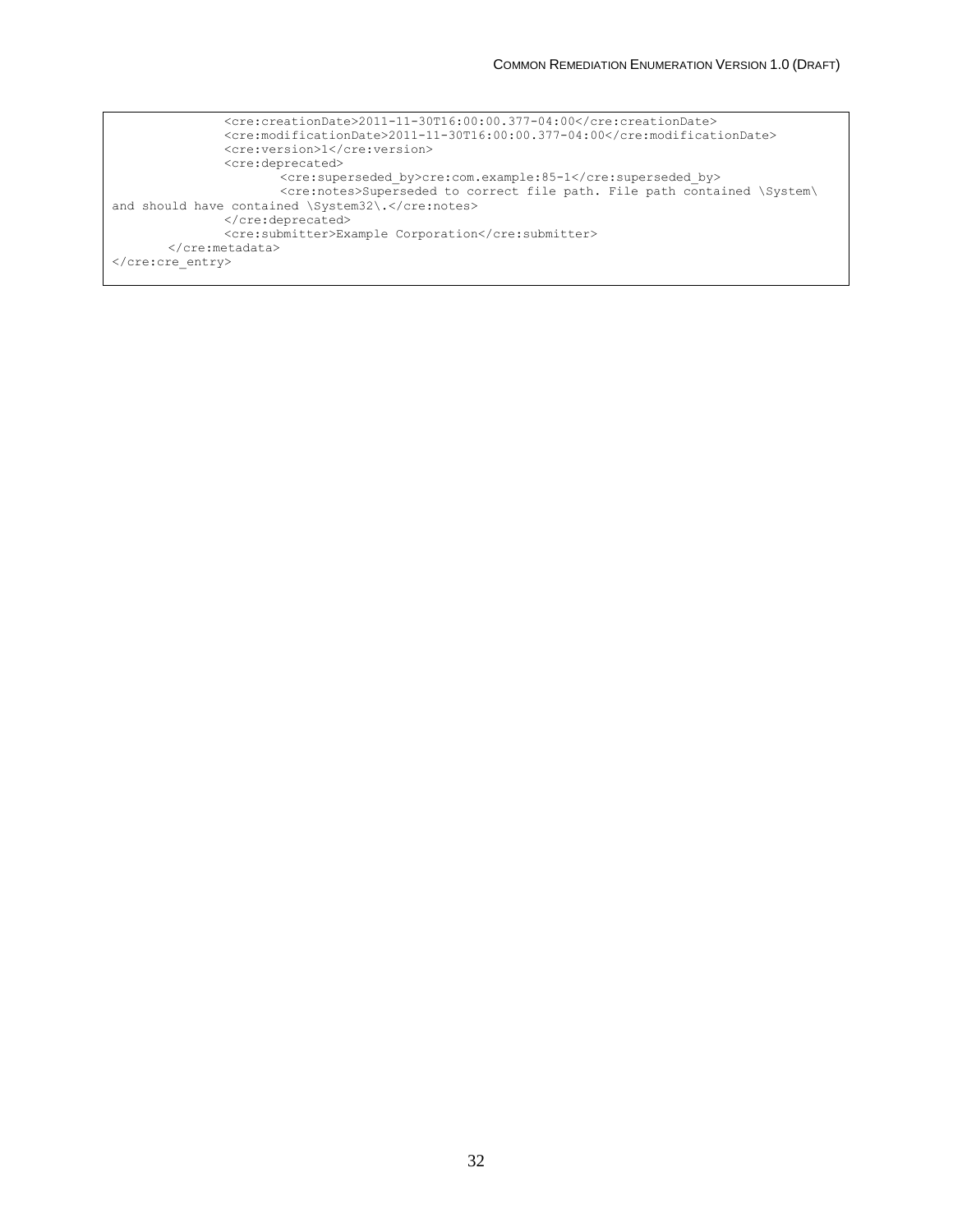```
                <cre:creationDate>2011-11-30T16:00:00.377-04:00</cre:creationDate>
                <cre:modificationDate>2011-11-30T16:00:00.377-04:00</cre:modificationDate>
                <cre:version>1</cre:version>
                <cre:deprecated>
                        <cre:superseded_by>cre:com.example:85-1</cre:superseded_by>
                        <cre:notes>Superseded to correct file path. File path contained \System\
and should have contained \System32\.</cre:notes>
                </cre:deprecated>
                <cre:submitter>Example Corporation</cre:submitter>
        </cre:metadata>
</cre:cre_entry>
```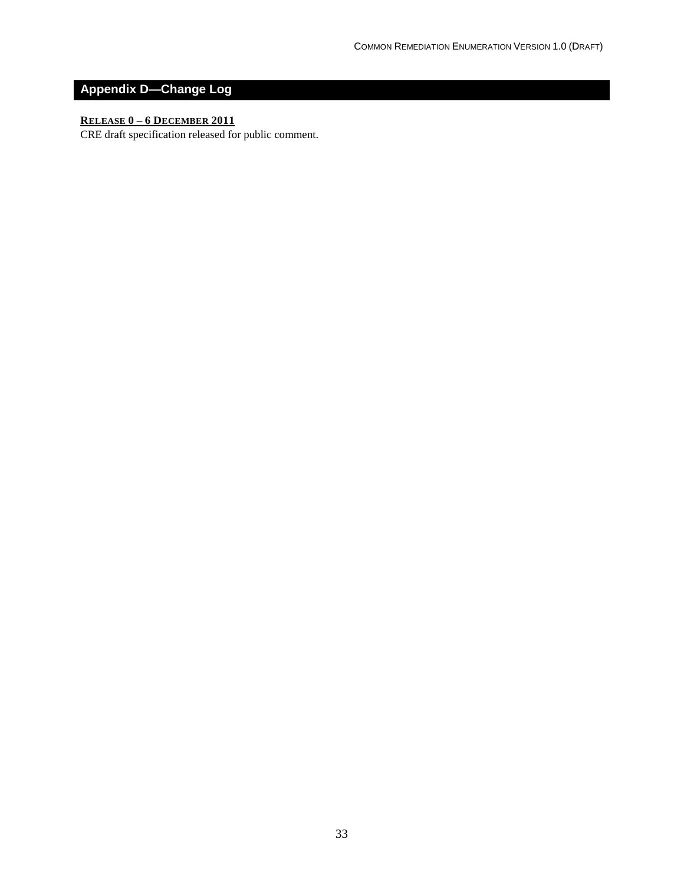## Appendix D—Change Log

**RELEASE 0 – 6 DECEMBER 2011**

CRE draft specification released for public comment.